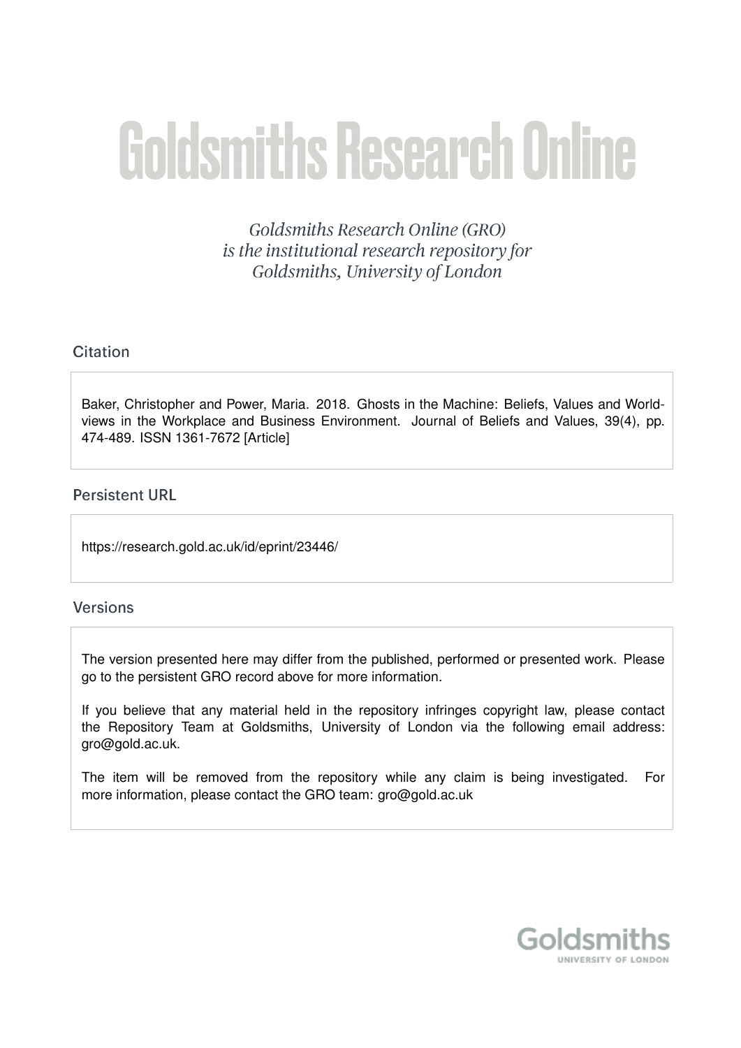# Goldsmiths Research Online

*Goldsmiths Research Online (GRO) is the institutional research repository for Goldsmiths, University of London*

## Citation

Baker, Christopher and Power, Maria. 2018. Ghosts in the Machine: Beliefs, Values and World-views in the Workplace and Business Environment. Journal of Beliefs and Values, 39(4), pp. 474-489. ISSN 1361-7672 [Article]

## Persistent URL

https://research.gold.ac.uk/id/eprint/23446/

## Versions

The version presented here may differ from the published, performed or presented work. Please go to the persistent GRO record above for more information.

If you believe that any material held in the repository infringes copyright law, please contact the Repository Team at Goldsmiths, University of London via the following email address: gro@gold.ac.uk.

The item will be removed from the repository while any claim is being investigated. For more information, please contact the GRO team: gro@gold.ac.uk

Goldsmiths
UNIVERSITY OF LONDON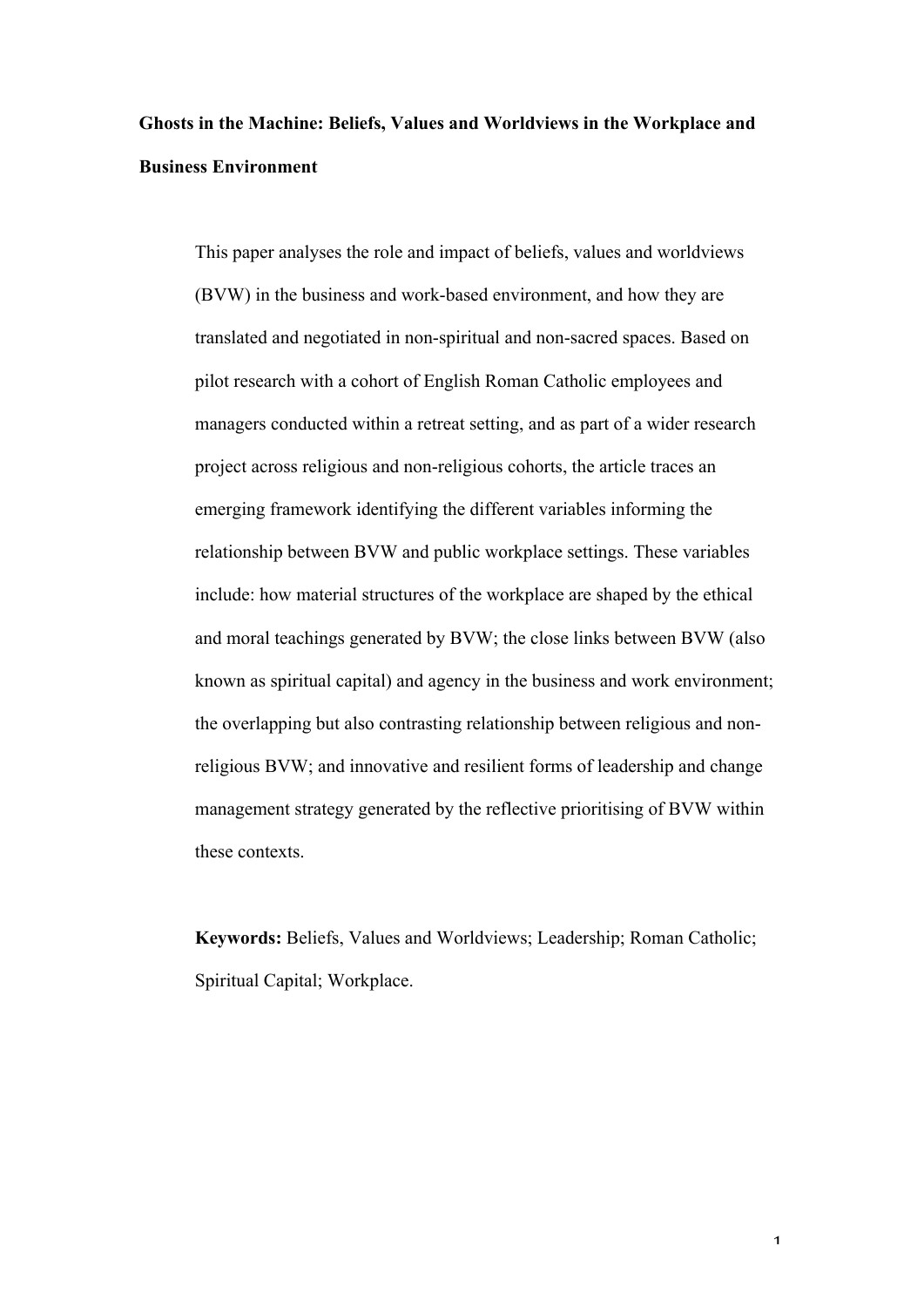**Ghosts in the Machine: Beliefs, Values and Worldviews in the Workplace and Business Environment**

This paper analyses the role and impact of beliefs, values and worldviews (BVW) in the business and work-based environment, and how they are translated and negotiated in non-spiritual and non-sacred spaces. Based on pilot research with a cohort of English Roman Catholic employees and managers conducted within a retreat setting, and as part of a wider research project across religious and non-religious cohorts, the article traces an emerging framework identifying the different variables informing the relationship between BVW and public workplace settings. These variables include: how material structures of the workplace are shaped by the ethical and moral teachings generated by BVW; the close links between BVW (also known as spiritual capital) and agency in the business and work environment; the overlapping but also contrasting relationship between religious and non-religious BVW; and innovative and resilient forms of leadership and change management strategy generated by the reflective prioritising of BVW within these contexts.

**Keywords:** Beliefs, Values and Worldviews; Leadership; Roman Catholic; Spiritual Capital; Workplace.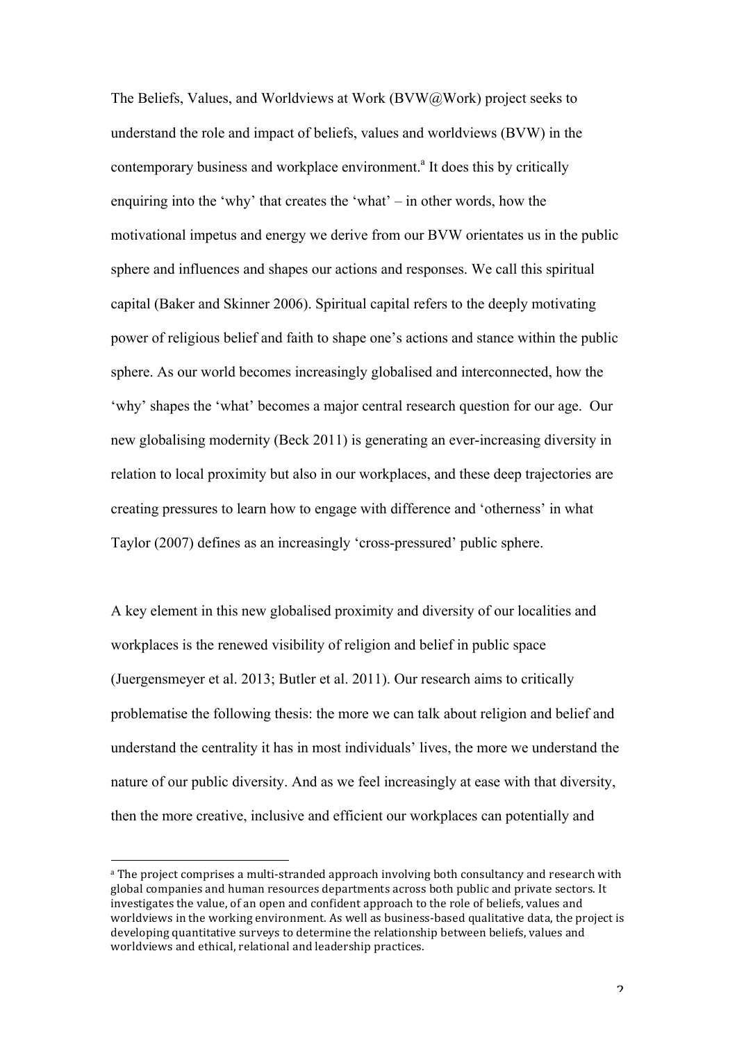The Beliefs, Values, and Worldviews at Work (BVW@Work) project seeks to understand the role and impact of beliefs, values and worldviews (BVW) in the contemporary business and workplace environment.[a] It does this by critically enquiring into the 'why' that creates the 'what' – in other words, how the motivational impetus and energy we derive from our BVW orientates us in the public sphere and influences and shapes our actions and responses. We call this spiritual capital (Baker and Skinner 2006). Spiritual capital refers to the deeply motivating power of religious belief and faith to shape one's actions and stance within the public sphere. As our world becomes increasingly globalised and interconnected, how the 'why' shapes the 'what' becomes a major central research question for our age. Our new globalising modernity (Beck 2011) is generating an ever-increasing diversity in relation to local proximity but also in our workplaces, and these deep trajectories are creating pressures to learn how to engage with difference and 'otherness' in what Taylor (2007) defines as an increasingly 'cross-pressured' public sphere.

A key element in this new globalised proximity and diversity of our localities and workplaces is the renewed visibility of religion and belief in public space (Juergensmeyer et al. 2013; Butler et al. 2011). Our research aims to critically problematise the following thesis: the more we can talk about religion and belief and understand the centrality it has in most individuals' lives, the more we understand the nature of our public diversity. And as we feel increasingly at ease with that diversity, then the more creative, inclusive and efficient our workplaces can potentially and

---

[a] The project comprises a multi-stranded approach involving both consultancy and research with global companies and human resources departments across both public and private sectors. It investigates the value, of an open and confident approach to the role of beliefs, values and worldviews in the working environment. As well as business-based qualitative data, the project is developing quantitative surveys to determine the relationship between beliefs, values and worldviews and ethical, relational and leadership practices.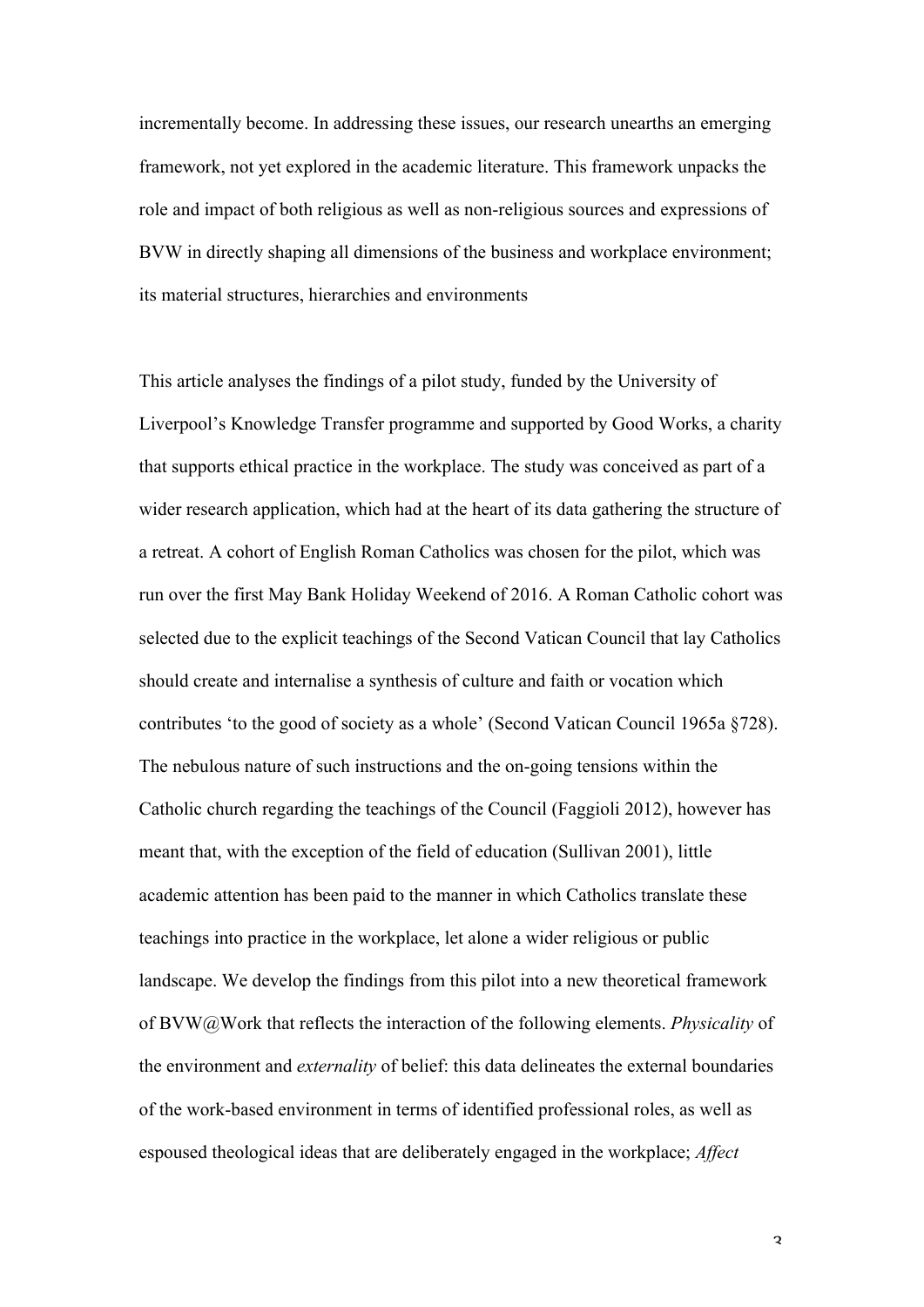incrementally become. In addressing these issues, our research unearths an emerging framework, not yet explored in the academic literature. This framework unpacks the role and impact of both religious as well as non-religious sources and expressions of BVW in directly shaping all dimensions of the business and workplace environment; its material structures, hierarchies and environments

This article analyses the findings of a pilot study, funded by the University of Liverpool's Knowledge Transfer programme and supported by Good Works, a charity that supports ethical practice in the workplace. The study was conceived as part of a wider research application, which had at the heart of its data gathering the structure of a retreat. A cohort of English Roman Catholics was chosen for the pilot, which was run over the first May Bank Holiday Weekend of 2016. A Roman Catholic cohort was selected due to the explicit teachings of the Second Vatican Council that lay Catholics should create and internalise a synthesis of culture and faith or vocation which contributes 'to the good of society as a whole' (Second Vatican Council 1965a §728). The nebulous nature of such instructions and the on-going tensions within the Catholic church regarding the teachings of the Council (Faggioli 2012), however has meant that, with the exception of the field of education (Sullivan 2001), little academic attention has been paid to the manner in which Catholics translate these teachings into practice in the workplace, let alone a wider religious or public landscape. We develop the findings from this pilot into a new theoretical framework of BVW@Work that reflects the interaction of the following elements. *Physicality* of the environment and *externality* of belief: this data delineates the external boundaries of the work-based environment in terms of identified professional roles, as well as espoused theological ideas that are deliberately engaged in the workplace; *Affect*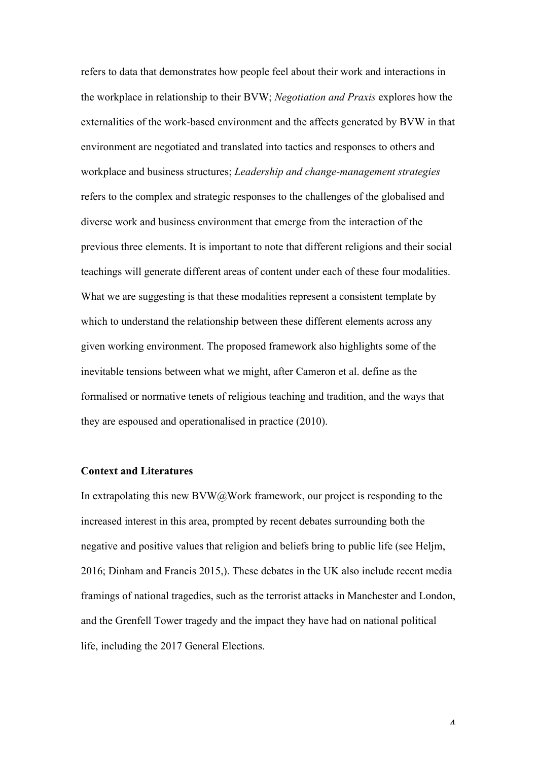refers to data that demonstrates how people feel about their work and interactions in the workplace in relationship to their BVW; *Negotiation and Praxis* explores how the externalities of the work-based environment and the affects generated by BVW in that environment are negotiated and translated into tactics and responses to others and workplace and business structures; *Leadership and change-management strategies* refers to the complex and strategic responses to the challenges of the globalised and diverse work and business environment that emerge from the interaction of the previous three elements. It is important to note that different religions and their social teachings will generate different areas of content under each of these four modalities. What we are suggesting is that these modalities represent a consistent template by which to understand the relationship between these different elements across any given working environment. The proposed framework also highlights some of the inevitable tensions between what we might, after Cameron et al. define as the formalised or normative tenets of religious teaching and tradition, and the ways that they are espoused and operationalised in practice (2010).

**Context and Literatures**

In extrapolating this new BVW@Work framework, our project is responding to the increased interest in this area, prompted by recent debates surrounding both the negative and positive values that religion and beliefs bring to public life (see Heljm, 2016; Dinham and Francis 2015,). These debates in the UK also include recent media framings of national tragedies, such as the terrorist attacks in Manchester and London, and the Grenfell Tower tragedy and the impact they have had on national political life, including the 2017 General Elections.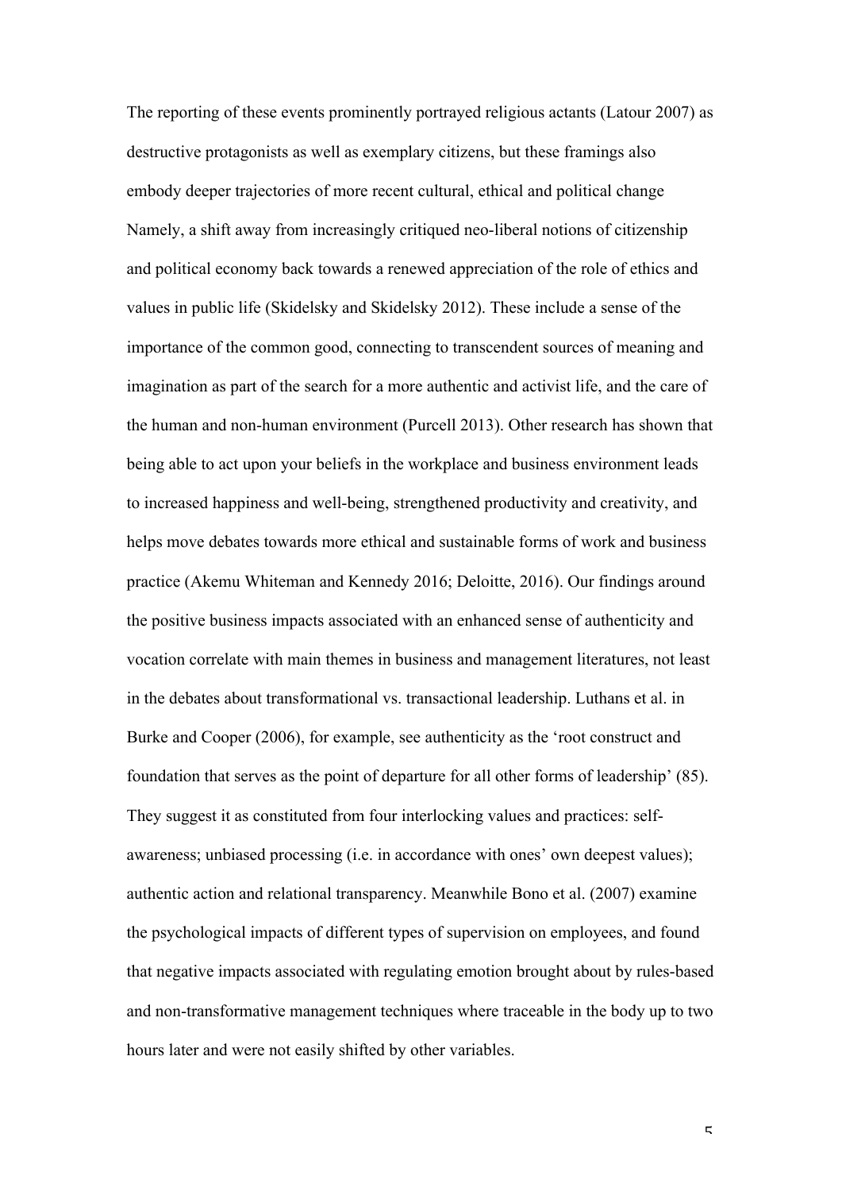The reporting of these events prominently portrayed religious actants (Latour 2007) as destructive protagonists as well as exemplary citizens, but these framings also embody deeper trajectories of more recent cultural, ethical and political change Namely, a shift away from increasingly critiqued neo-liberal notions of citizenship and political economy back towards a renewed appreciation of the role of ethics and values in public life (Skidelsky and Skidelsky 2012). These include a sense of the importance of the common good, connecting to transcendent sources of meaning and imagination as part of the search for a more authentic and activist life, and the care of the human and non-human environment (Purcell 2013). Other research has shown that being able to act upon your beliefs in the workplace and business environment leads to increased happiness and well-being, strengthened productivity and creativity, and helps move debates towards more ethical and sustainable forms of work and business practice (Akemu Whiteman and Kennedy 2016; Deloitte, 2016). Our findings around the positive business impacts associated with an enhanced sense of authenticity and vocation correlate with main themes in business and management literatures, not least in the debates about transformational vs. transactional leadership. Luthans et al. in Burke and Cooper (2006), for example, see authenticity as the 'root construct and foundation that serves as the point of departure for all other forms of leadership' (85). They suggest it as constituted from four interlocking values and practices: self-awareness; unbiased processing (i.e. in accordance with ones' own deepest values); authentic action and relational transparency. Meanwhile Bono et al. (2007) examine the psychological impacts of different types of supervision on employees, and found that negative impacts associated with regulating emotion brought about by rules-based and non-transformative management techniques where traceable in the body up to two hours later and were not easily shifted by other variables.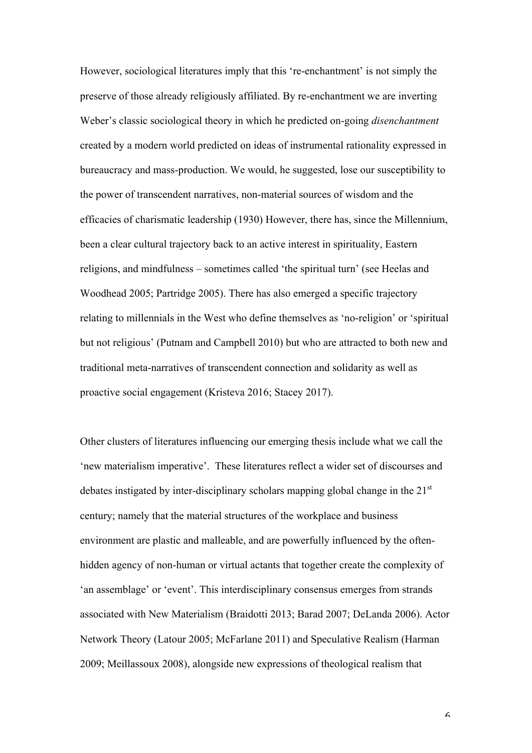However, sociological literatures imply that this 're-enchantment' is not simply the preserve of those already religiously affiliated. By re-enchantment we are inverting Weber's classic sociological theory in which he predicted on-going *disenchantment* created by a modern world predicted on ideas of instrumental rationality expressed in bureaucracy and mass-production. We would, he suggested, lose our susceptibility to the power of transcendent narratives, non-material sources of wisdom and the efficacies of charismatic leadership (1930) However, there has, since the Millennium, been a clear cultural trajectory back to an active interest in spirituality, Eastern religions, and mindfulness – sometimes called 'the spiritual turn' (see Heelas and Woodhead 2005; Partridge 2005). There has also emerged a specific trajectory relating to millennials in the West who define themselves as 'no-religion' or 'spiritual but not religious' (Putnam and Campbell 2010) but who are attracted to both new and traditional meta-narratives of transcendent connection and solidarity as well as proactive social engagement (Kristeva 2016; Stacey 2017).

Other clusters of literatures influencing our emerging thesis include what we call the 'new materialism imperative'. These literatures reflect a wider set of discourses and debates instigated by inter-disciplinary scholars mapping global change in the 21st century; namely that the material structures of the workplace and business environment are plastic and malleable, and are powerfully influenced by the often-hidden agency of non-human or virtual actants that together create the complexity of 'an assemblage' or 'event'. This interdisciplinary consensus emerges from strands associated with New Materialism (Braidotti 2013; Barad 2007; DeLanda 2006). Actor Network Theory (Latour 2005; McFarlane 2011) and Speculative Realism (Harman 2009; Meillassoux 2008), alongside new expressions of theological realism that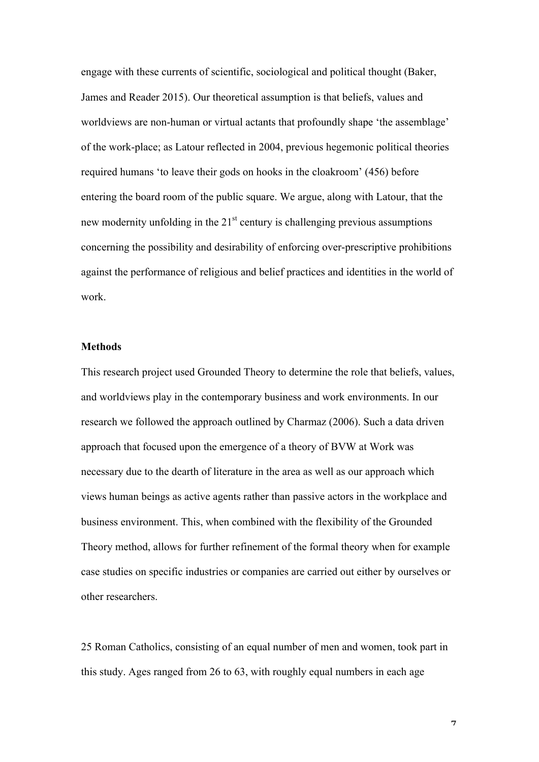engage with these currents of scientific, sociological and political thought (Baker, James and Reader 2015). Our theoretical assumption is that beliefs, values and worldviews are non-human or virtual actants that profoundly shape 'the assemblage' of the work-place; as Latour reflected in 2004, previous hegemonic political theories required humans 'to leave their gods on hooks in the cloakroom' (456) before entering the board room of the public square. We argue, along with Latour, that the new modernity unfolding in the 21st century is challenging previous assumptions concerning the possibility and desirability of enforcing over-prescriptive prohibitions against the performance of religious and belief practices and identities in the world of work.

**Methods**

This research project used Grounded Theory to determine the role that beliefs, values, and worldviews play in the contemporary business and work environments. In our research we followed the approach outlined by Charmaz (2006). Such a data driven approach that focused upon the emergence of a theory of BVW at Work was necessary due to the dearth of literature in the area as well as our approach which views human beings as active agents rather than passive actors in the workplace and business environment. This, when combined with the flexibility of the Grounded Theory method, allows for further refinement of the formal theory when for example case studies on specific industries or companies are carried out either by ourselves or other researchers.

25 Roman Catholics, consisting of an equal number of men and women, took part in this study. Ages ranged from 26 to 63, with roughly equal numbers in each age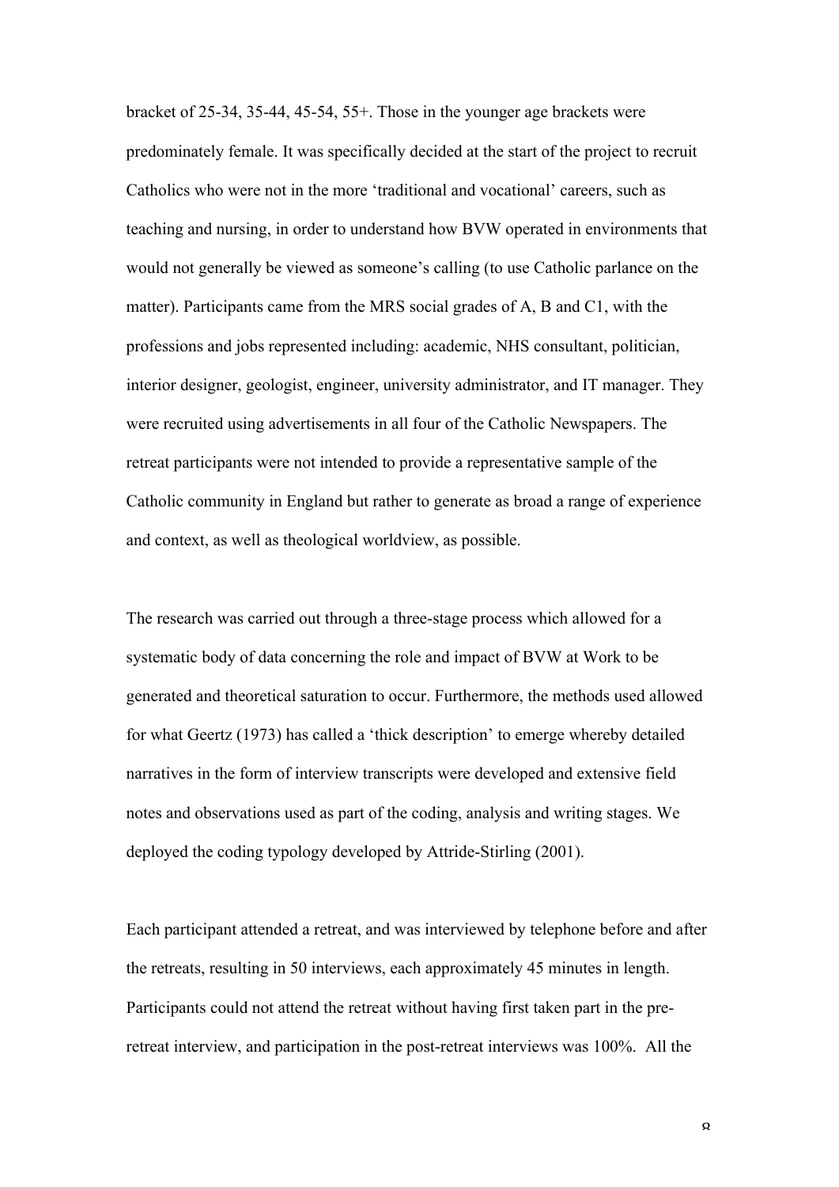bracket of 25-34, 35-44, 45-54, 55+. Those in the younger age brackets were predominately female. It was specifically decided at the start of the project to recruit Catholics who were not in the more 'traditional and vocational' careers, such as teaching and nursing, in order to understand how BVW operated in environments that would not generally be viewed as someone's calling (to use Catholic parlance on the matter). Participants came from the MRS social grades of A, B and C1, with the professions and jobs represented including: academic, NHS consultant, politician, interior designer, geologist, engineer, university administrator, and IT manager. They were recruited using advertisements in all four of the Catholic Newspapers. The retreat participants were not intended to provide a representative sample of the Catholic community in England but rather to generate as broad a range of experience and context, as well as theological worldview, as possible.

The research was carried out through a three-stage process which allowed for a systematic body of data concerning the role and impact of BVW at Work to be generated and theoretical saturation to occur. Furthermore, the methods used allowed for what Geertz (1973) has called a 'thick description' to emerge whereby detailed narratives in the form of interview transcripts were developed and extensive field notes and observations used as part of the coding, analysis and writing stages. We deployed the coding typology developed by Attride-Stirling (2001).

Each participant attended a retreat, and was interviewed by telephone before and after the retreats, resulting in 50 interviews, each approximately 45 minutes in length. Participants could not attend the retreat without having first taken part in the pre-retreat interview, and participation in the post-retreat interviews was 100%. All the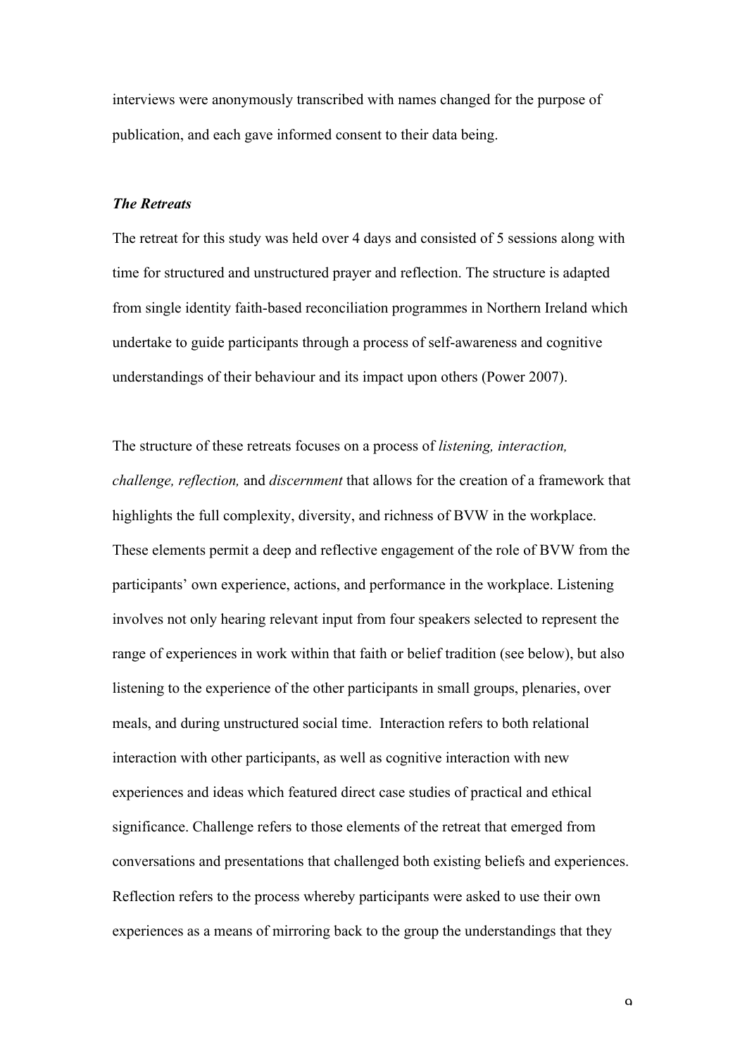interviews were anonymously transcribed with names changed for the purpose of publication, and each gave informed consent to their data being.

***The Retreats***

The retreat for this study was held over 4 days and consisted of 5 sessions along with time for structured and unstructured prayer and reflection. The structure is adapted from single identity faith-based reconciliation programmes in Northern Ireland which undertake to guide participants through a process of self-awareness and cognitive understandings of their behaviour and its impact upon others (Power 2007).

The structure of these retreats focuses on a process of *listening, interaction, challenge, reflection,* and *discernment* that allows for the creation of a framework that highlights the full complexity, diversity, and richness of BVW in the workplace. These elements permit a deep and reflective engagement of the role of BVW from the participants' own experience, actions, and performance in the workplace. Listening involves not only hearing relevant input from four speakers selected to represent the range of experiences in work within that faith or belief tradition (see below), but also listening to the experience of the other participants in small groups, plenaries, over meals, and during unstructured social time. Interaction refers to both relational interaction with other participants, as well as cognitive interaction with new experiences and ideas which featured direct case studies of practical and ethical significance. Challenge refers to those elements of the retreat that emerged from conversations and presentations that challenged both existing beliefs and experiences. Reflection refers to the process whereby participants were asked to use their own experiences as a means of mirroring back to the group the understandings that they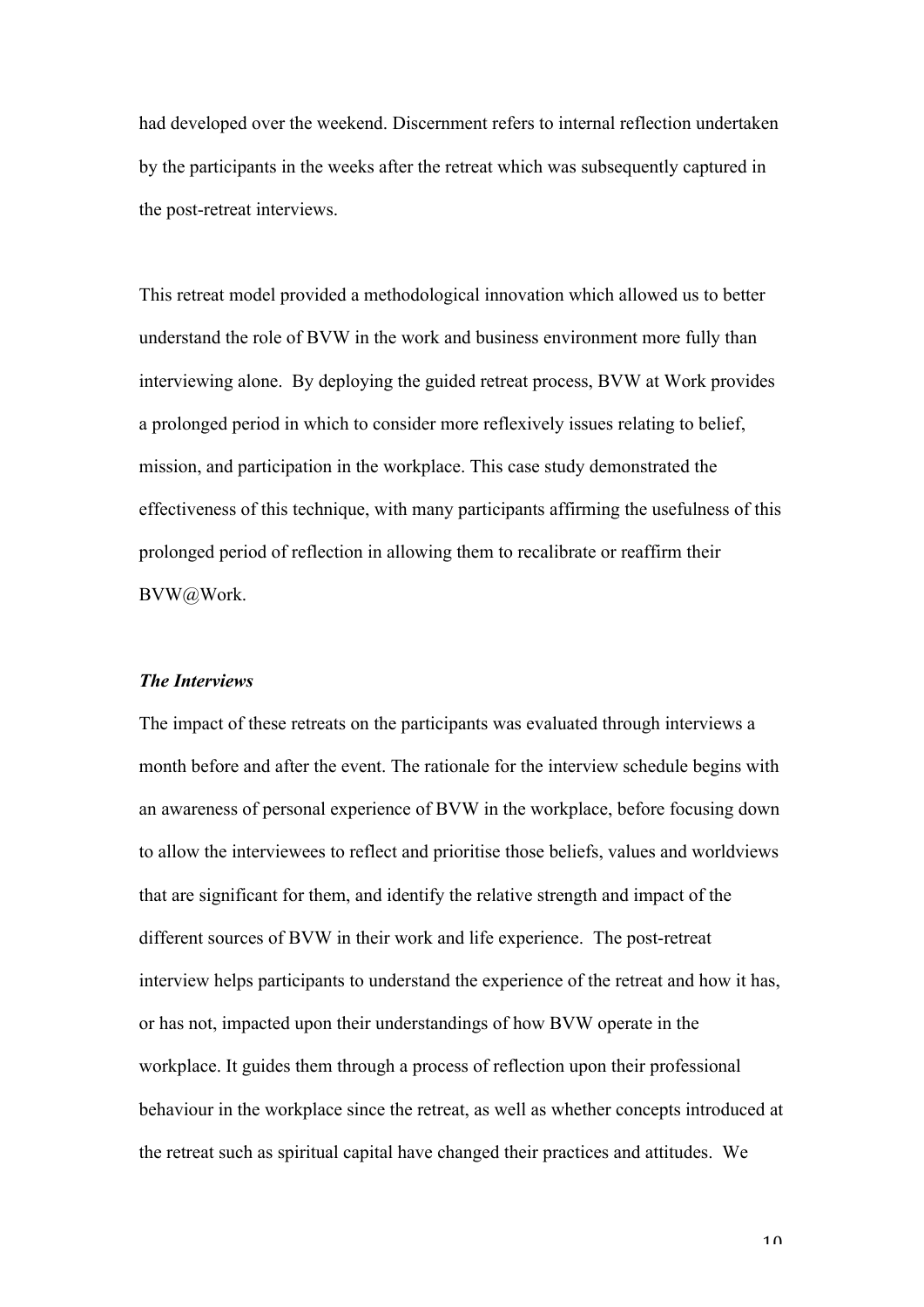had developed over the weekend. Discernment refers to internal reflection undertaken by the participants in the weeks after the retreat which was subsequently captured in the post-retreat interviews.

This retreat model provided a methodological innovation which allowed us to better understand the role of BVW in the work and business environment more fully than interviewing alone. By deploying the guided retreat process, BVW at Work provides a prolonged period in which to consider more reflexively issues relating to belief, mission, and participation in the workplace. This case study demonstrated the effectiveness of this technique, with many participants affirming the usefulness of this prolonged period of reflection in allowing them to recalibrate or reaffirm their BVW@Work.

### *The Interviews*

The impact of these retreats on the participants was evaluated through interviews a month before and after the event. The rationale for the interview schedule begins with an awareness of personal experience of BVW in the workplace, before focusing down to allow the interviewees to reflect and prioritise those beliefs, values and worldviews that are significant for them, and identify the relative strength and impact of the different sources of BVW in their work and life experience. The post-retreat interview helps participants to understand the experience of the retreat and how it has, or has not, impacted upon their understandings of how BVW operate in the workplace. It guides them through a process of reflection upon their professional behaviour in the workplace since the retreat, as well as whether concepts introduced at the retreat such as spiritual capital have changed their practices and attitudes. We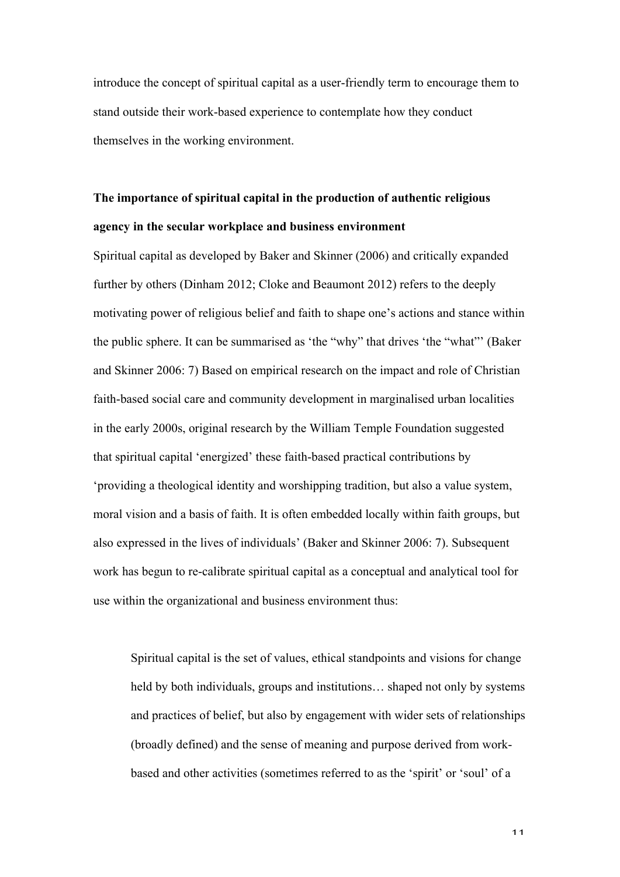introduce the concept of spiritual capital as a user-friendly term to encourage them to stand outside their work-based experience to contemplate how they conduct themselves in the working environment.

**The importance of spiritual capital in the production of authentic religious agency in the secular workplace and business environment**

Spiritual capital as developed by Baker and Skinner (2006) and critically expanded further by others (Dinham 2012; Cloke and Beaumont 2012) refers to the deeply motivating power of religious belief and faith to shape one's actions and stance within the public sphere. It can be summarised as 'the "why" that drives 'the "what"' (Baker and Skinner 2006: 7) Based on empirical research on the impact and role of Christian faith-based social care and community development in marginalised urban localities in the early 2000s, original research by the William Temple Foundation suggested that spiritual capital 'energized' these faith-based practical contributions by 'providing a theological identity and worshipping tradition, but also a value system, moral vision and a basis of faith. It is often embedded locally within faith groups, but also expressed in the lives of individuals' (Baker and Skinner 2006: 7). Subsequent work has begun to re-calibrate spiritual capital as a conceptual and analytical tool for use within the organizational and business environment thus:

> Spiritual capital is the set of values, ethical standpoints and visions for change held by both individuals, groups and institutions… shaped not only by systems and practices of belief, but also by engagement with wider sets of relationships (broadly defined) and the sense of meaning and purpose derived from work-based and other activities (sometimes referred to as the 'spirit' or 'soul' of a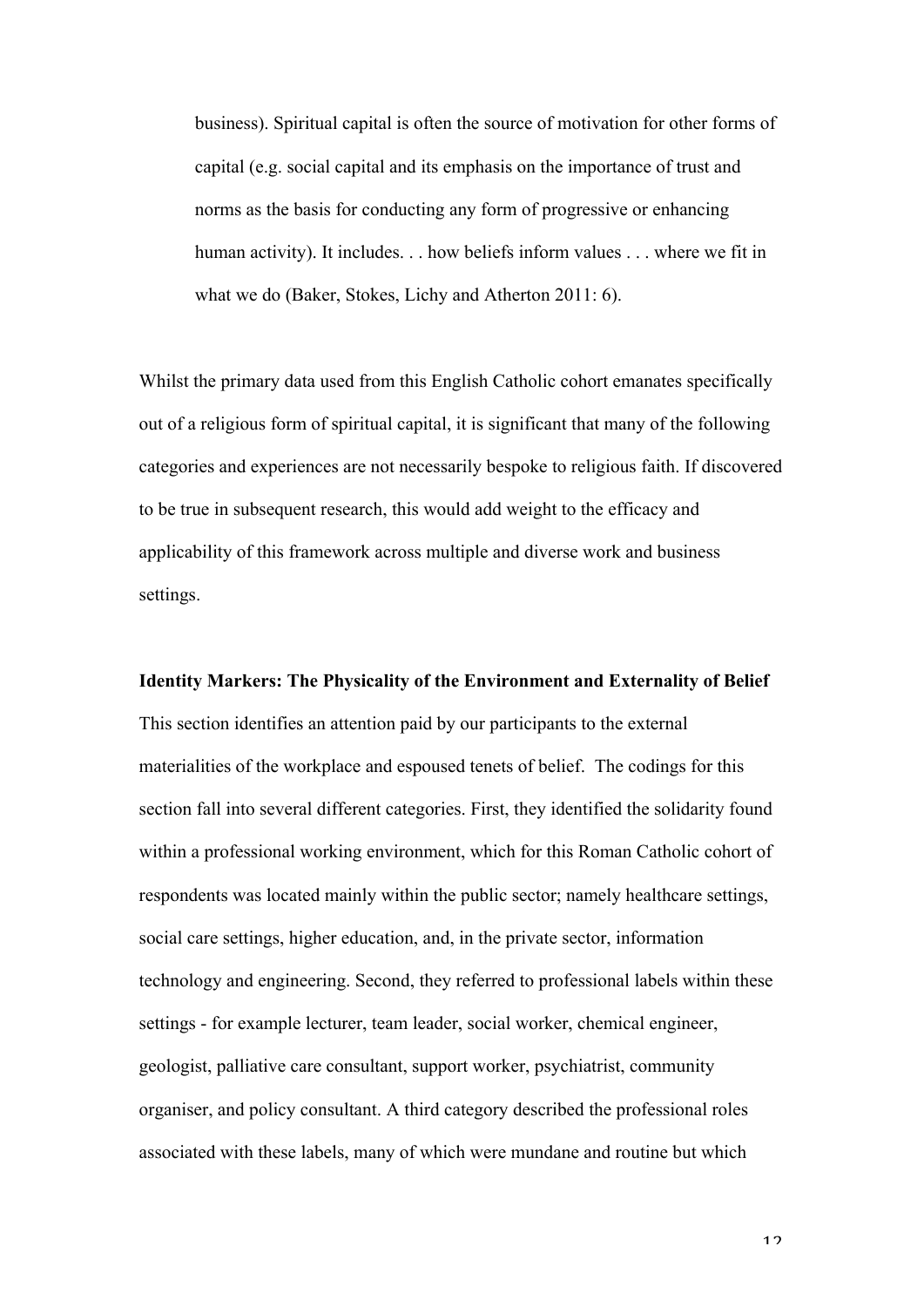> business). Spiritual capital is often the source of motivation for other forms of capital (e.g. social capital and its emphasis on the importance of trust and norms as the basis for conducting any form of progressive or enhancing human activity). It includes. . . how beliefs inform values . . . where we fit in what we do (Baker, Stokes, Lichy and Atherton 2011: 6).

Whilst the primary data used from this English Catholic cohort emanates specifically out of a religious form of spiritual capital, it is significant that many of the following categories and experiences are not necessarily bespoke to religious faith. If discovered to be true in subsequent research, this would add weight to the efficacy and applicability of this framework across multiple and diverse work and business settings.

**Identity Markers: The Physicality of the Environment and Externality of Belief**

This section identifies an attention paid by our participants to the external materialities of the workplace and espoused tenets of belief. The codings for this section fall into several different categories. First, they identified the solidarity found within a professional working environment, which for this Roman Catholic cohort of respondents was located mainly within the public sector; namely healthcare settings, social care settings, higher education, and, in the private sector, information technology and engineering. Second, they referred to professional labels within these settings - for example lecturer, team leader, social worker, chemical engineer, geologist, palliative care consultant, support worker, psychiatrist, community organiser, and policy consultant. A third category described the professional roles associated with these labels, many of which were mundane and routine but which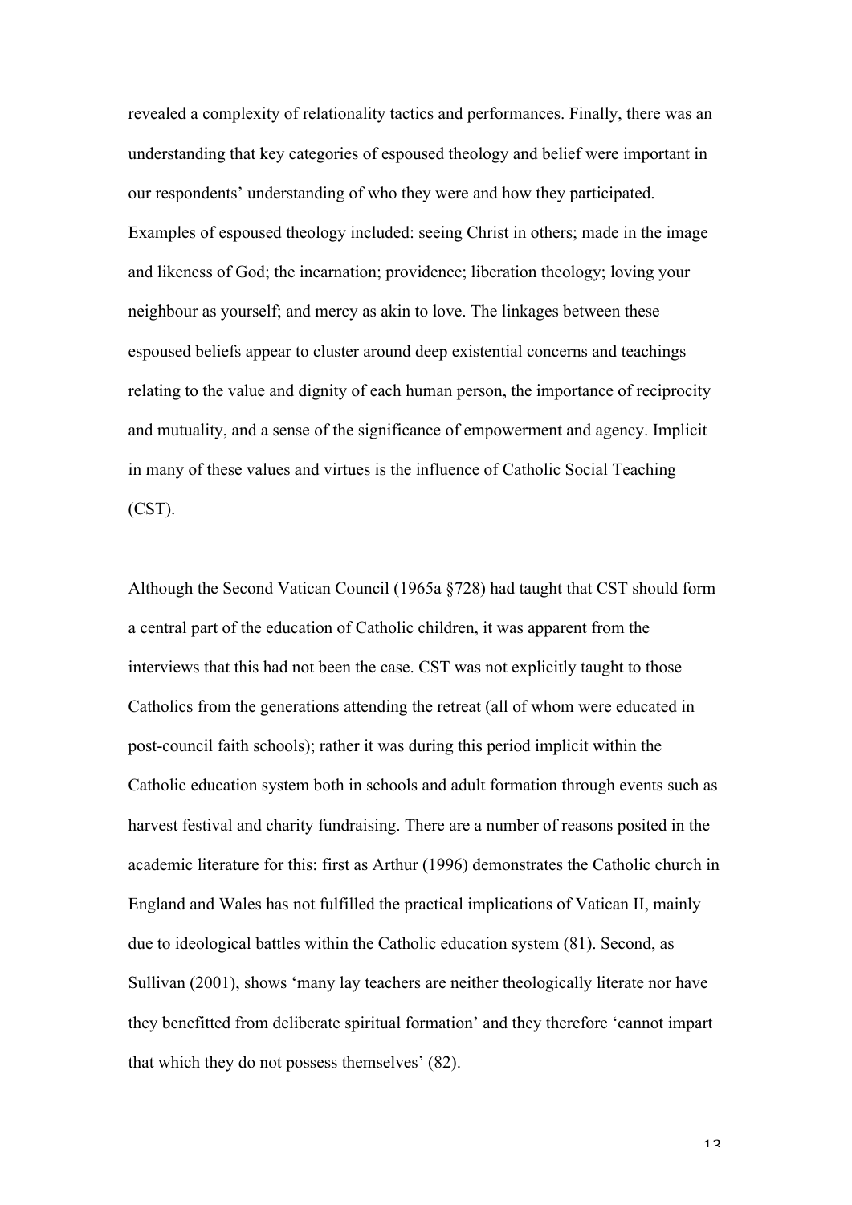revealed a complexity of relationality tactics and performances. Finally, there was an understanding that key categories of espoused theology and belief were important in our respondents' understanding of who they were and how they participated. Examples of espoused theology included: seeing Christ in others; made in the image and likeness of God; the incarnation; providence; liberation theology; loving your neighbour as yourself; and mercy as akin to love. The linkages between these espoused beliefs appear to cluster around deep existential concerns and teachings relating to the value and dignity of each human person, the importance of reciprocity and mutuality, and a sense of the significance of empowerment and agency. Implicit in many of these values and virtues is the influence of Catholic Social Teaching (CST).

Although the Second Vatican Council (1965a §728) had taught that CST should form a central part of the education of Catholic children, it was apparent from the interviews that this had not been the case. CST was not explicitly taught to those Catholics from the generations attending the retreat (all of whom were educated in post-council faith schools); rather it was during this period implicit within the Catholic education system both in schools and adult formation through events such as harvest festival and charity fundraising. There are a number of reasons posited in the academic literature for this: first as Arthur (1996) demonstrates the Catholic church in England and Wales has not fulfilled the practical implications of Vatican II, mainly due to ideological battles within the Catholic education system (81). Second, as Sullivan (2001), shows 'many lay teachers are neither theologically literate nor have they benefitted from deliberate spiritual formation' and they therefore 'cannot impart that which they do not possess themselves' (82).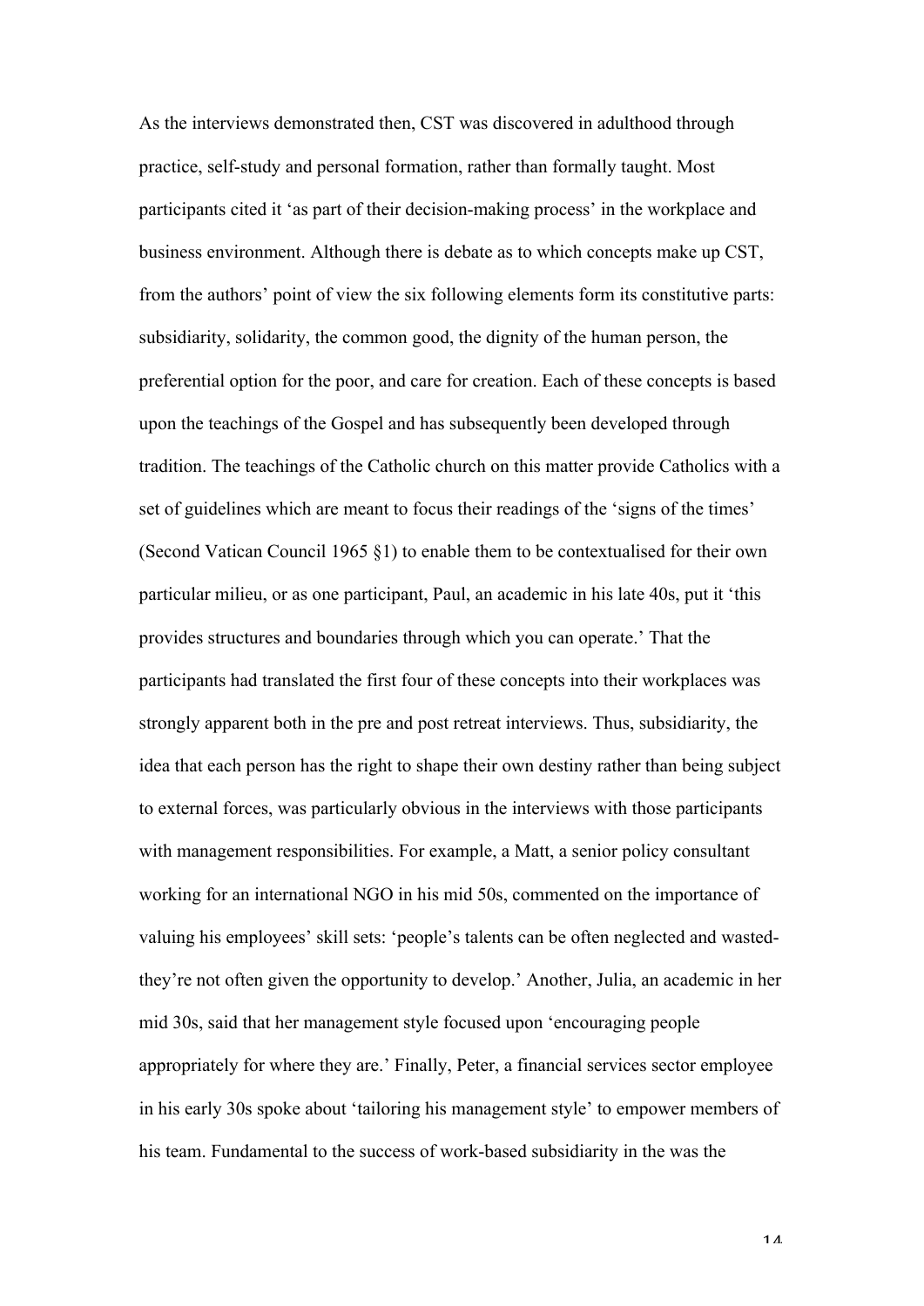As the interviews demonstrated then, CST was discovered in adulthood through practice, self-study and personal formation, rather than formally taught. Most participants cited it 'as part of their decision-making process' in the workplace and business environment. Although there is debate as to which concepts make up CST, from the authors' point of view the six following elements form its constitutive parts: subsidiarity, solidarity, the common good, the dignity of the human person, the preferential option for the poor, and care for creation. Each of these concepts is based upon the teachings of the Gospel and has subsequently been developed through tradition. The teachings of the Catholic church on this matter provide Catholics with a set of guidelines which are meant to focus their readings of the 'signs of the times' (Second Vatican Council 1965 §1) to enable them to be contextualised for their own particular milieu, or as one participant, Paul, an academic in his late 40s, put it 'this provides structures and boundaries through which you can operate.' That the participants had translated the first four of these concepts into their workplaces was strongly apparent both in the pre and post retreat interviews. Thus, subsidiarity, the idea that each person has the right to shape their own destiny rather than being subject to external forces, was particularly obvious in the interviews with those participants with management responsibilities. For example, a Matt, a senior policy consultant working for an international NGO in his mid 50s, commented on the importance of valuing his employees' skill sets: 'people's talents can be often neglected and wasted-they're not often given the opportunity to develop.' Another, Julia, an academic in her mid 30s, said that her management style focused upon 'encouraging people appropriately for where they are.' Finally, Peter, a financial services sector employee in his early 30s spoke about 'tailoring his management style' to empower members of his team. Fundamental to the success of work-based subsidiarity in the was the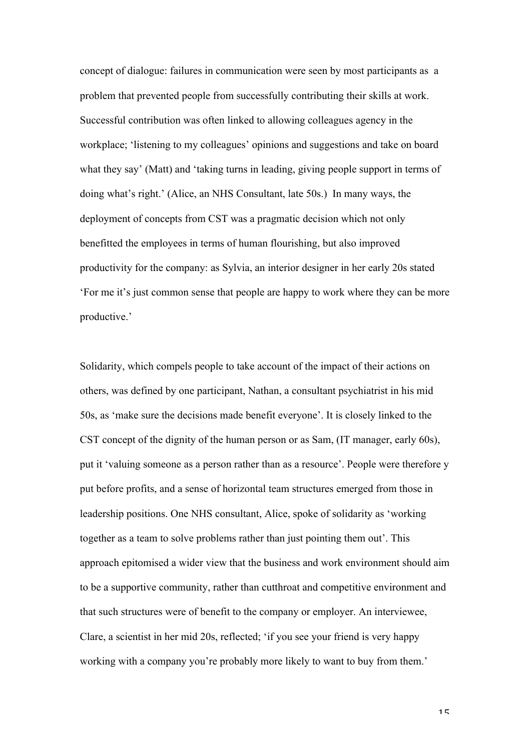concept of dialogue: failures in communication were seen by most participants as a problem that prevented people from successfully contributing their skills at work. Successful contribution was often linked to allowing colleagues agency in the workplace; 'listening to my colleagues' opinions and suggestions and take on board what they say' (Matt) and 'taking turns in leading, giving people support in terms of doing what's right.' (Alice, an NHS Consultant, late 50s.) In many ways, the deployment of concepts from CST was a pragmatic decision which not only benefitted the employees in terms of human flourishing, but also improved productivity for the company: as Sylvia, an interior designer in her early 20s stated 'For me it's just common sense that people are happy to work where they can be more productive.'

Solidarity, which compels people to take account of the impact of their actions on others, was defined by one participant, Nathan, a consultant psychiatrist in his mid 50s, as 'make sure the decisions made benefit everyone'. It is closely linked to the CST concept of the dignity of the human person or as Sam, (IT manager, early 60s), put it 'valuing someone as a person rather than as a resource'. People were therefore y put before profits, and a sense of horizontal team structures emerged from those in leadership positions. One NHS consultant, Alice, spoke of solidarity as 'working together as a team to solve problems rather than just pointing them out'. This approach epitomised a wider view that the business and work environment should aim to be a supportive community, rather than cutthroat and competitive environment and that such structures were of benefit to the company or employer. An interviewee, Clare, a scientist in her mid 20s, reflected; 'if you see your friend is very happy working with a company you're probably more likely to want to buy from them.'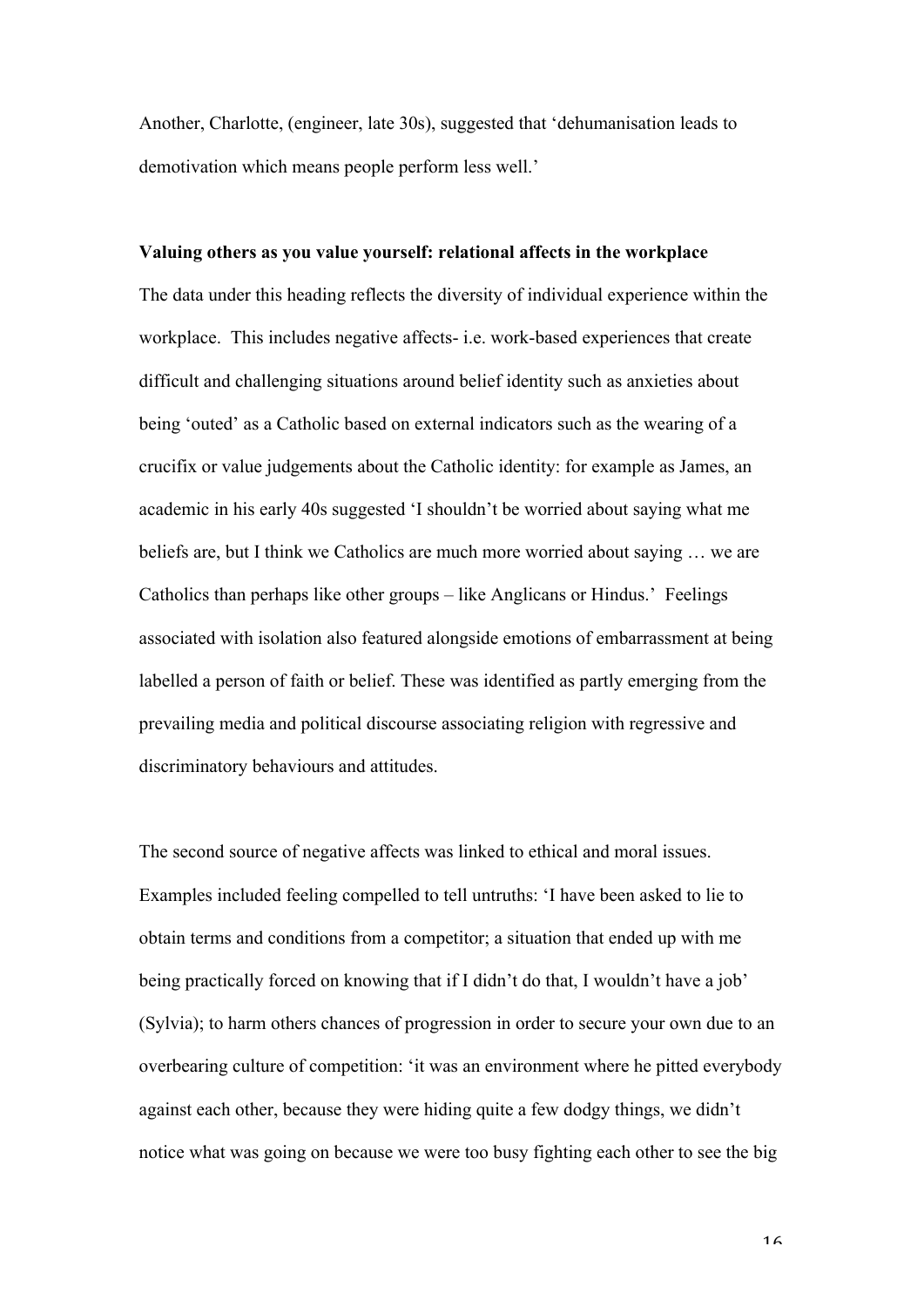Another, Charlotte, (engineer, late 30s), suggested that 'dehumanisation leads to demotivation which means people perform less well.'

**Valuing others as you value yourself: relational affects in the workplace**

The data under this heading reflects the diversity of individual experience within the workplace. This includes negative affects- i.e. work-based experiences that create difficult and challenging situations around belief identity such as anxieties about being 'outed' as a Catholic based on external indicators such as the wearing of a crucifix or value judgements about the Catholic identity: for example as James, an academic in his early 40s suggested 'I shouldn't be worried about saying what me beliefs are, but I think we Catholics are much more worried about saying … we are Catholics than perhaps like other groups – like Anglicans or Hindus.' Feelings associated with isolation also featured alongside emotions of embarrassment at being labelled a person of faith or belief. These was identified as partly emerging from the prevailing media and political discourse associating religion with regressive and discriminatory behaviours and attitudes.

The second source of negative affects was linked to ethical and moral issues. Examples included feeling compelled to tell untruths: 'I have been asked to lie to obtain terms and conditions from a competitor; a situation that ended up with me being practically forced on knowing that if I didn't do that, I wouldn't have a job' (Sylvia); to harm others chances of progression in order to secure your own due to an overbearing culture of competition: 'it was an environment where he pitted everybody against each other, because they were hiding quite a few dodgy things, we didn't notice what was going on because we were too busy fighting each other to see the big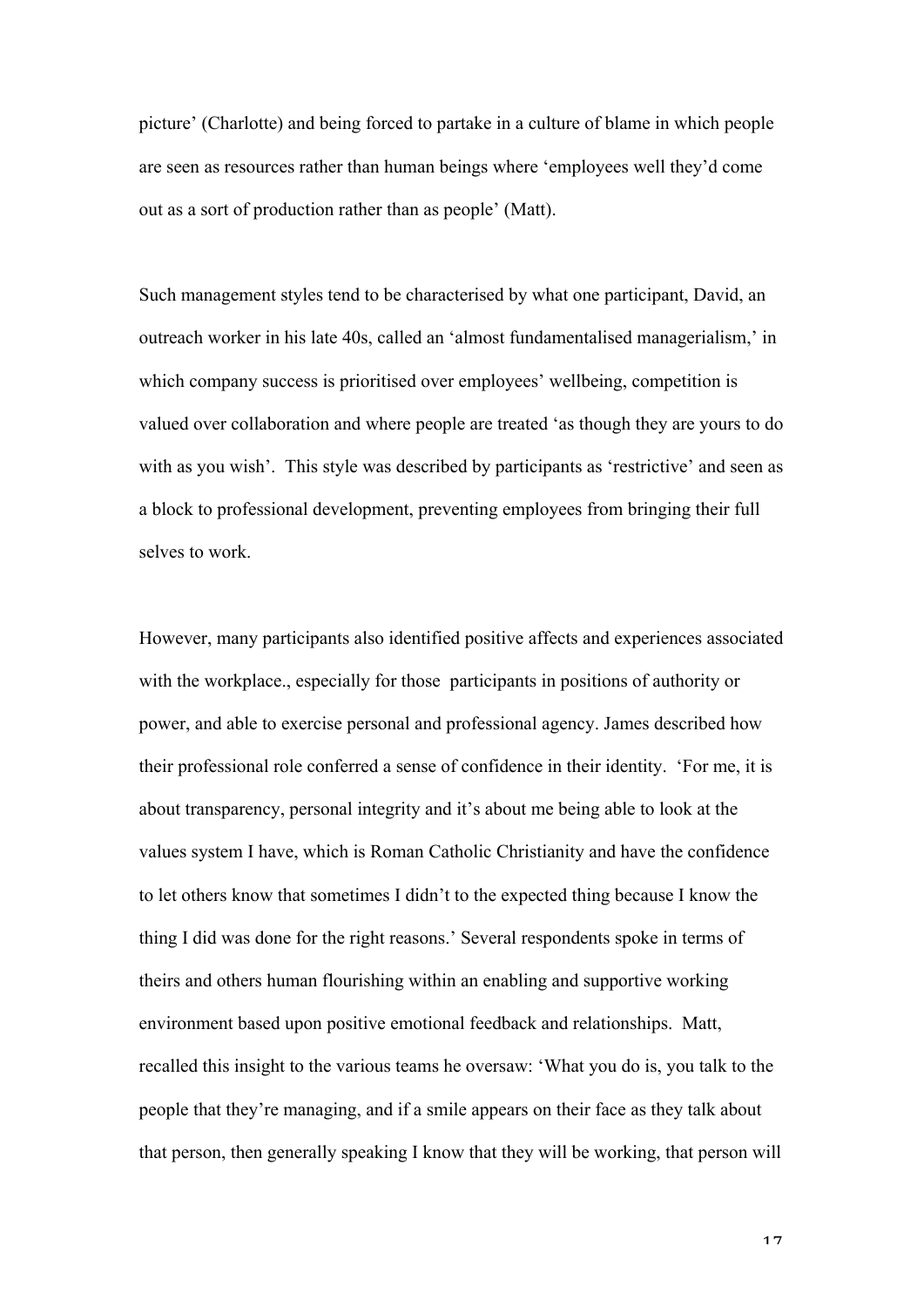picture' (Charlotte) and being forced to partake in a culture of blame in which people are seen as resources rather than human beings where 'employees well they'd come out as a sort of production rather than as people' (Matt).

Such management styles tend to be characterised by what one participant, David, an outreach worker in his late 40s, called an 'almost fundamentalised managerialism,' in which company success is prioritised over employees' wellbeing, competition is valued over collaboration and where people are treated 'as though they are yours to do with as you wish'. This style was described by participants as 'restrictive' and seen as a block to professional development, preventing employees from bringing their full selves to work.

However, many participants also identified positive affects and experiences associated with the workplace., especially for those participants in positions of authority or power, and able to exercise personal and professional agency. James described how their professional role conferred a sense of confidence in their identity. 'For me, it is about transparency, personal integrity and it's about me being able to look at the values system I have, which is Roman Catholic Christianity and have the confidence to let others know that sometimes I didn't to the expected thing because I know the thing I did was done for the right reasons.' Several respondents spoke in terms of theirs and others human flourishing within an enabling and supportive working environment based upon positive emotional feedback and relationships. Matt, recalled this insight to the various teams he oversaw: 'What you do is, you talk to the people that they're managing, and if a smile appears on their face as they talk about that person, then generally speaking I know that they will be working, that person will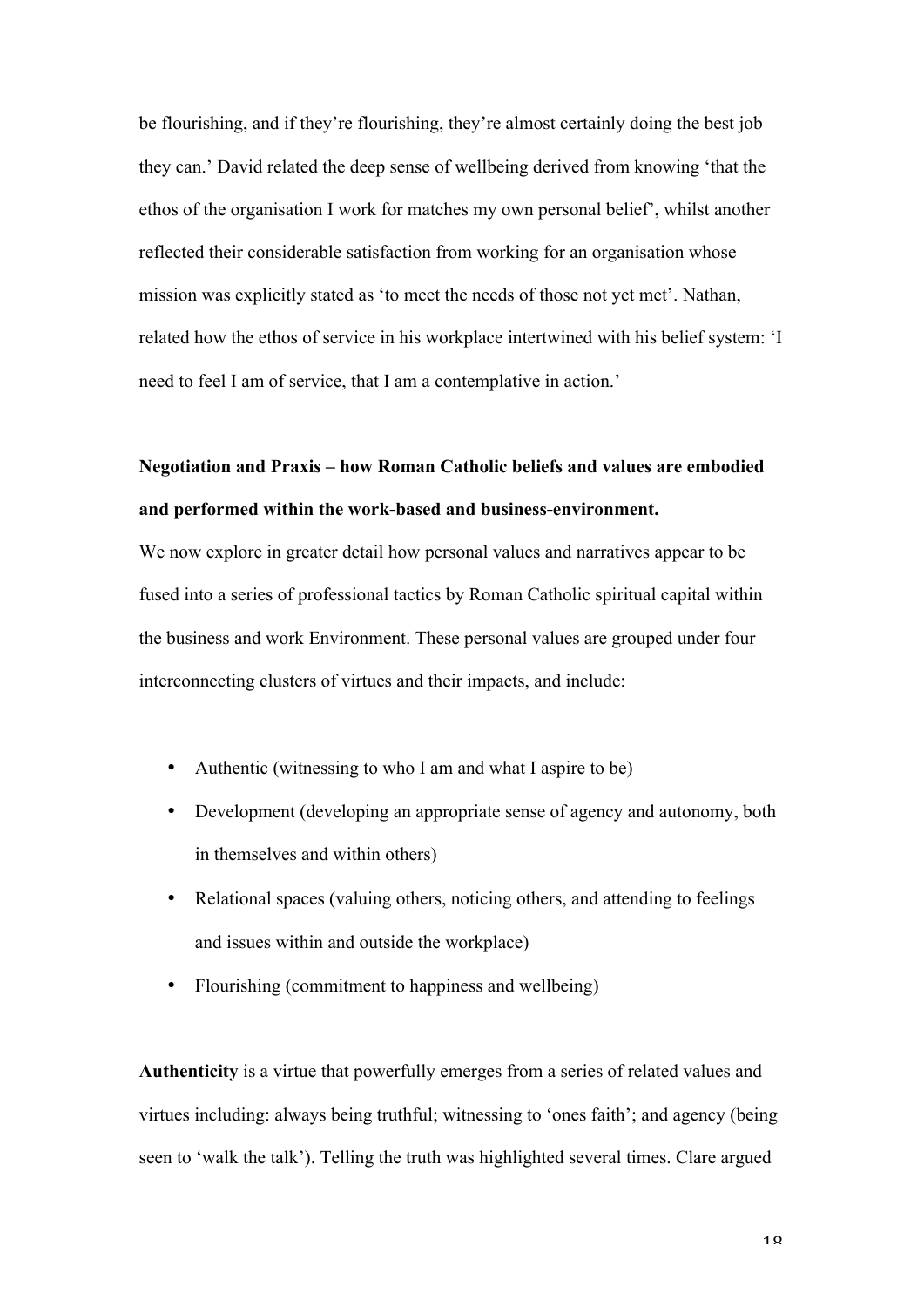be flourishing, and if they're flourishing, they're almost certainly doing the best job they can.' David related the deep sense of wellbeing derived from knowing 'that the ethos of the organisation I work for matches my own personal belief', whilst another reflected their considerable satisfaction from working for an organisation whose mission was explicitly stated as 'to meet the needs of those not yet met'. Nathan, related how the ethos of service in his workplace intertwined with his belief system: 'I need to feel I am of service, that I am a contemplative in action.'

**Negotiation and Praxis – how Roman Catholic beliefs and values are embodied and performed within the work-based and business-environment.**

We now explore in greater detail how personal values and narratives appear to be fused into a series of professional tactics by Roman Catholic spiritual capital within the business and work Environment. These personal values are grouped under four interconnecting clusters of virtues and their impacts, and include:

- Authentic (witnessing to who I am and what I aspire to be)
- Development (developing an appropriate sense of agency and autonomy, both in themselves and within others)
- Relational spaces (valuing others, noticing others, and attending to feelings and issues within and outside the workplace)
- Flourishing (commitment to happiness and wellbeing)

**Authenticity** is a virtue that powerfully emerges from a series of related values and virtues including: always being truthful; witnessing to 'ones faith'; and agency (being seen to 'walk the talk'). Telling the truth was highlighted several times. Clare argued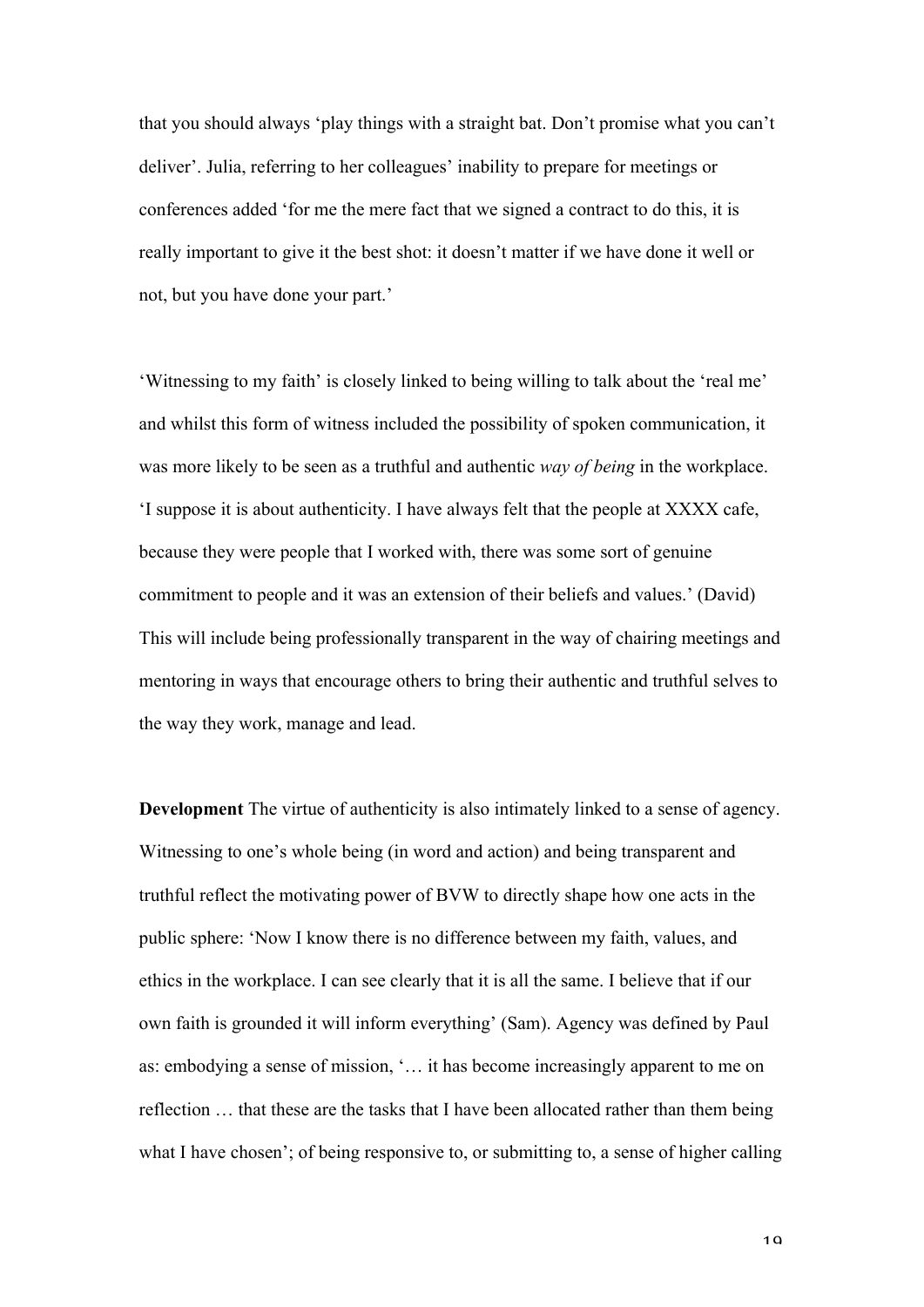that you should always 'play things with a straight bat. Don't promise what you can't deliver'. Julia, referring to her colleagues' inability to prepare for meetings or conferences added 'for me the mere fact that we signed a contract to do this, it is really important to give it the best shot: it doesn't matter if we have done it well or not, but you have done your part.'

'Witnessing to my faith' is closely linked to being willing to talk about the 'real me' and whilst this form of witness included the possibility of spoken communication, it was more likely to be seen as a truthful and authentic *way of being* in the workplace. 'I suppose it is about authenticity. I have always felt that the people at XXXX cafe, because they were people that I worked with, there was some sort of genuine commitment to people and it was an extension of their beliefs and values.' (David) This will include being professionally transparent in the way of chairing meetings and mentoring in ways that encourage others to bring their authentic and truthful selves to the way they work, manage and lead.

**Development** The virtue of authenticity is also intimately linked to a sense of agency. Witnessing to one's whole being (in word and action) and being transparent and truthful reflect the motivating power of BVW to directly shape how one acts in the public sphere: 'Now I know there is no difference between my faith, values, and ethics in the workplace. I can see clearly that it is all the same. I believe that if our own faith is grounded it will inform everything' (Sam). Agency was defined by Paul as: embodying a sense of mission, '… it has become increasingly apparent to me on reflection … that these are the tasks that I have been allocated rather than them being what I have chosen'; of being responsive to, or submitting to, a sense of higher calling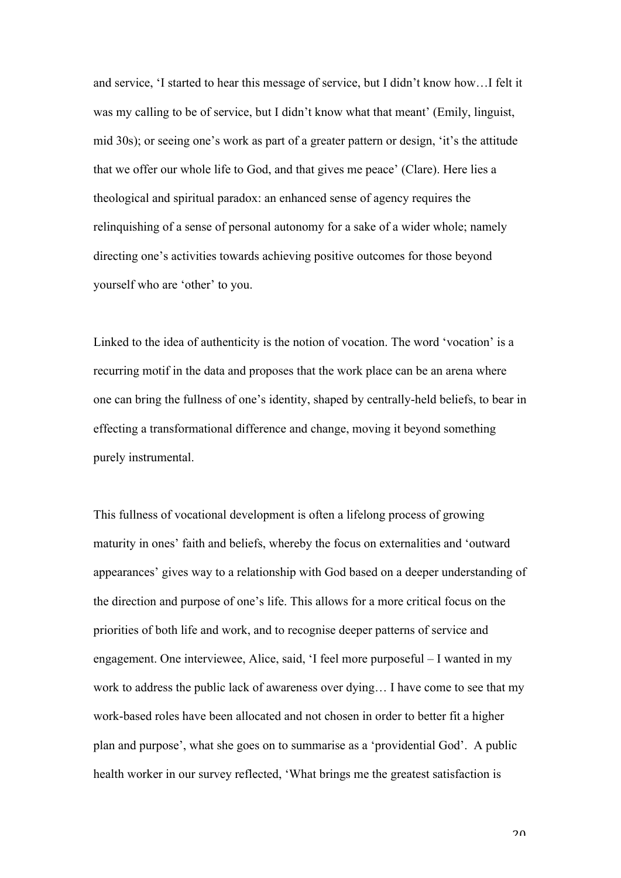and service, 'I started to hear this message of service, but I didn't know how…I felt it was my calling to be of service, but I didn't know what that meant' (Emily, linguist, mid 30s); or seeing one's work as part of a greater pattern or design, 'it's the attitude that we offer our whole life to God, and that gives me peace' (Clare). Here lies a theological and spiritual paradox: an enhanced sense of agency requires the relinquishing of a sense of personal autonomy for a sake of a wider whole; namely directing one's activities towards achieving positive outcomes for those beyond yourself who are 'other' to you.

Linked to the idea of authenticity is the notion of vocation. The word 'vocation' is a recurring motif in the data and proposes that the work place can be an arena where one can bring the fullness of one's identity, shaped by centrally-held beliefs, to bear in effecting a transformational difference and change, moving it beyond something purely instrumental.

This fullness of vocational development is often a lifelong process of growing maturity in ones' faith and beliefs, whereby the focus on externalities and 'outward appearances' gives way to a relationship with God based on a deeper understanding of the direction and purpose of one's life. This allows for a more critical focus on the priorities of both life and work, and to recognise deeper patterns of service and engagement. One interviewee, Alice, said, 'I feel more purposeful – I wanted in my work to address the public lack of awareness over dying… I have come to see that my work-based roles have been allocated and not chosen in order to better fit a higher plan and purpose', what she goes on to summarise as a 'providential God'. A public health worker in our survey reflected, 'What brings me the greatest satisfaction is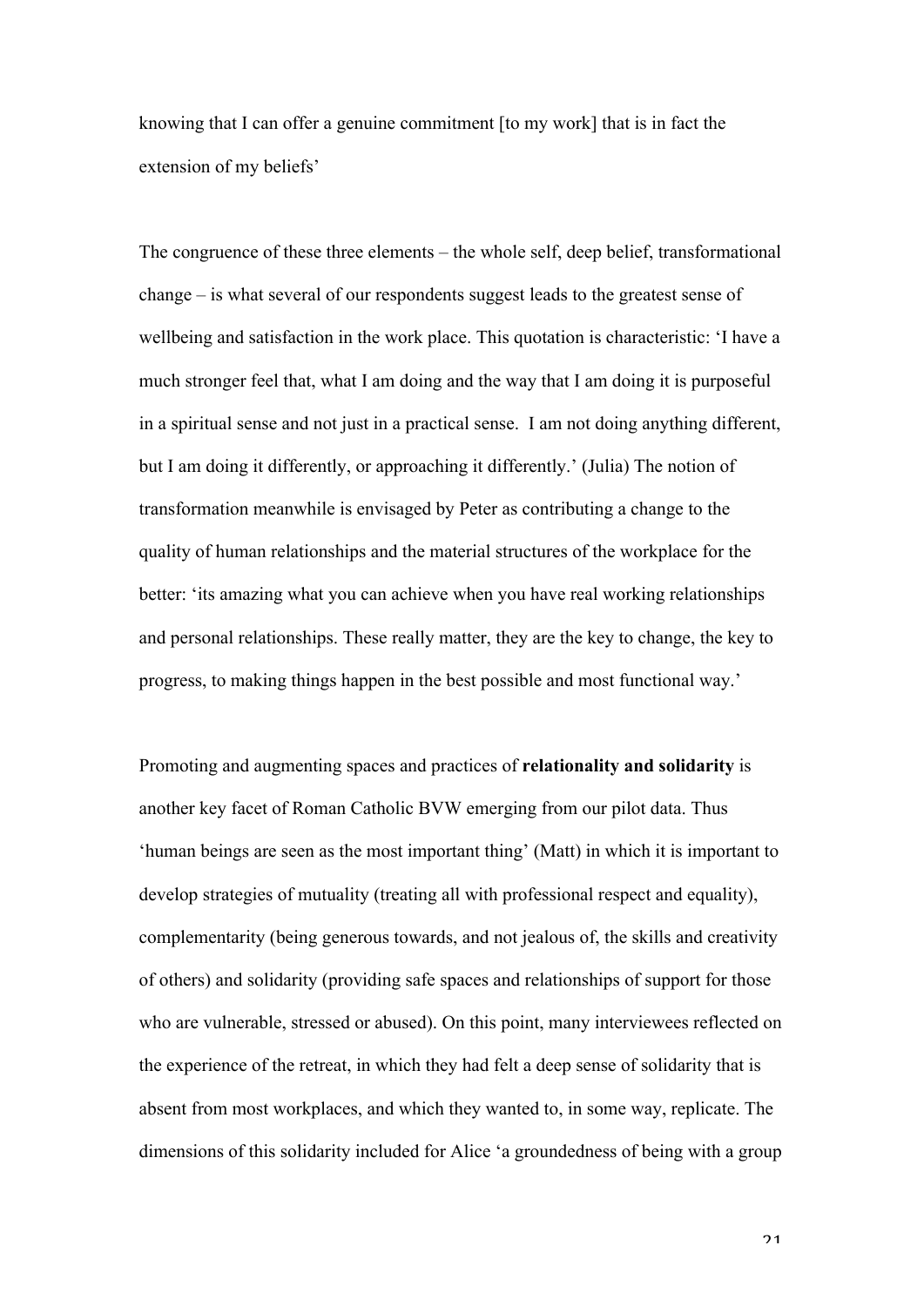knowing that I can offer a genuine commitment [to my work] that is in fact the extension of my beliefs'

The congruence of these three elements – the whole self, deep belief, transformational change – is what several of our respondents suggest leads to the greatest sense of wellbeing and satisfaction in the work place. This quotation is characteristic: 'I have a much stronger feel that, what I am doing and the way that I am doing it is purposeful in a spiritual sense and not just in a practical sense. I am not doing anything different, but I am doing it differently, or approaching it differently.' (Julia) The notion of transformation meanwhile is envisaged by Peter as contributing a change to the quality of human relationships and the material structures of the workplace for the better: 'its amazing what you can achieve when you have real working relationships and personal relationships. These really matter, they are the key to change, the key to progress, to making things happen in the best possible and most functional way.'

Promoting and augmenting spaces and practices of **relationality and solidarity** is another key facet of Roman Catholic BVW emerging from our pilot data. Thus 'human beings are seen as the most important thing' (Matt) in which it is important to develop strategies of mutuality (treating all with professional respect and equality), complementarity (being generous towards, and not jealous of, the skills and creativity of others) and solidarity (providing safe spaces and relationships of support for those who are vulnerable, stressed or abused). On this point, many interviewees reflected on the experience of the retreat, in which they had felt a deep sense of solidarity that is absent from most workplaces, and which they wanted to, in some way, replicate. The dimensions of this solidarity included for Alice 'a groundedness of being with a group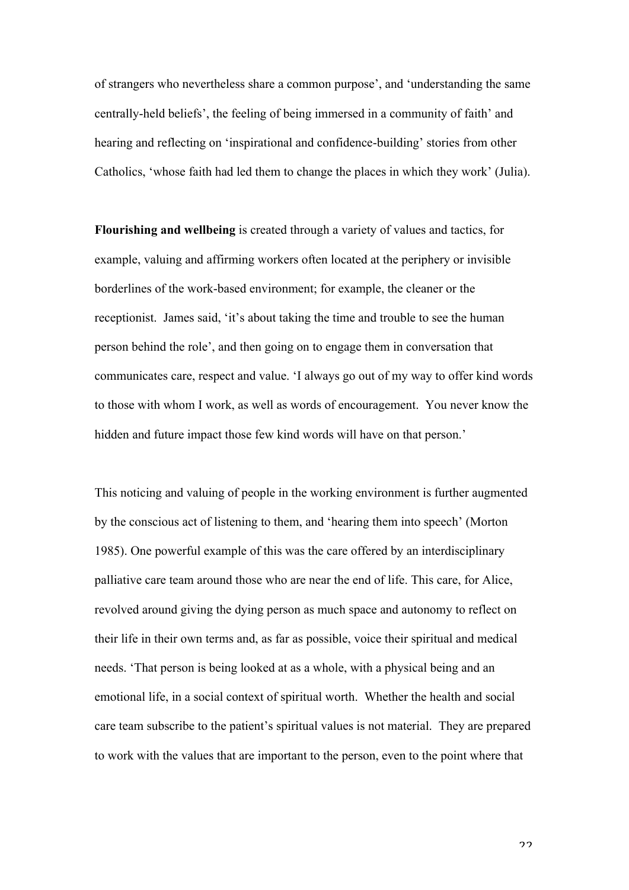of strangers who nevertheless share a common purpose', and 'understanding the same centrally-held beliefs', the feeling of being immersed in a community of faith' and hearing and reflecting on 'inspirational and confidence-building' stories from other Catholics, 'whose faith had led them to change the places in which they work' (Julia).

**Flourishing and wellbeing** is created through a variety of values and tactics, for example, valuing and affirming workers often located at the periphery or invisible borderlines of the work-based environment; for example, the cleaner or the receptionist. James said, 'it's about taking the time and trouble to see the human person behind the role', and then going on to engage them in conversation that communicates care, respect and value. 'I always go out of my way to offer kind words to those with whom I work, as well as words of encouragement. You never know the hidden and future impact those few kind words will have on that person.'

This noticing and valuing of people in the working environment is further augmented by the conscious act of listening to them, and 'hearing them into speech' (Morton 1985). One powerful example of this was the care offered by an interdisciplinary palliative care team around those who are near the end of life. This care, for Alice, revolved around giving the dying person as much space and autonomy to reflect on their life in their own terms and, as far as possible, voice their spiritual and medical needs. 'That person is being looked at as a whole, with a physical being and an emotional life, in a social context of spiritual worth. Whether the health and social care team subscribe to the patient's spiritual values is not material. They are prepared to work with the values that are important to the person, even to the point where that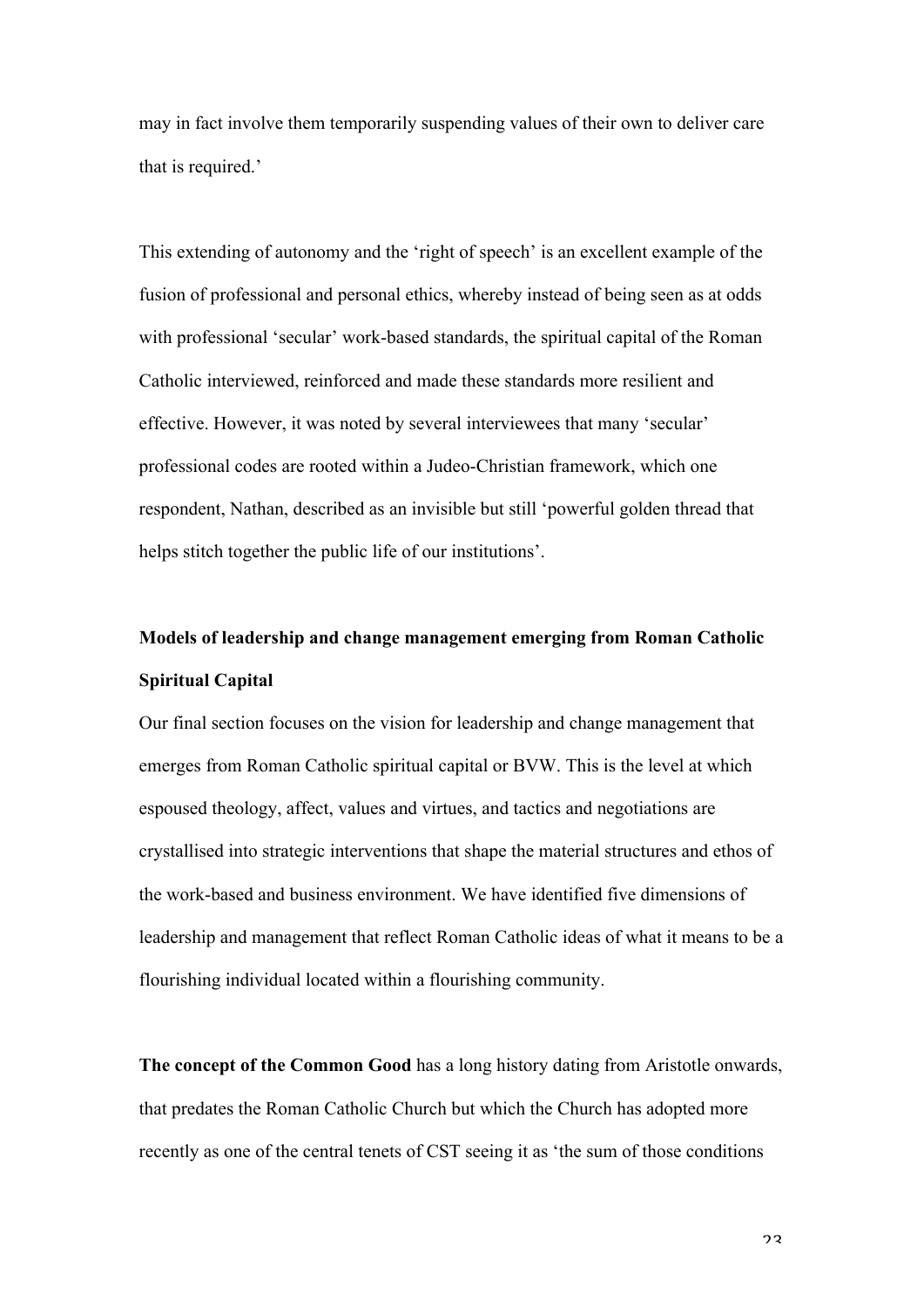may in fact involve them temporarily suspending values of their own to deliver care that is required.'

This extending of autonomy and the 'right of speech' is an excellent example of the fusion of professional and personal ethics, whereby instead of being seen as at odds with professional 'secular' work-based standards, the spiritual capital of the Roman Catholic interviewed, reinforced and made these standards more resilient and effective. However, it was noted by several interviewees that many 'secular' professional codes are rooted within a Judeo-Christian framework, which one respondent, Nathan, described as an invisible but still 'powerful golden thread that helps stitch together the public life of our institutions'.

**Models of leadership and change management emerging from Roman Catholic Spiritual Capital**

Our final section focuses on the vision for leadership and change management that emerges from Roman Catholic spiritual capital or BVW. This is the level at which espoused theology, affect, values and virtues, and tactics and negotiations are crystallised into strategic interventions that shape the material structures and ethos of the work-based and business environment. We have identified five dimensions of leadership and management that reflect Roman Catholic ideas of what it means to be a flourishing individual located within a flourishing community.

**The concept of the Common Good** has a long history dating from Aristotle onwards, that predates the Roman Catholic Church but which the Church has adopted more recently as one of the central tenets of CST seeing it as 'the sum of those conditions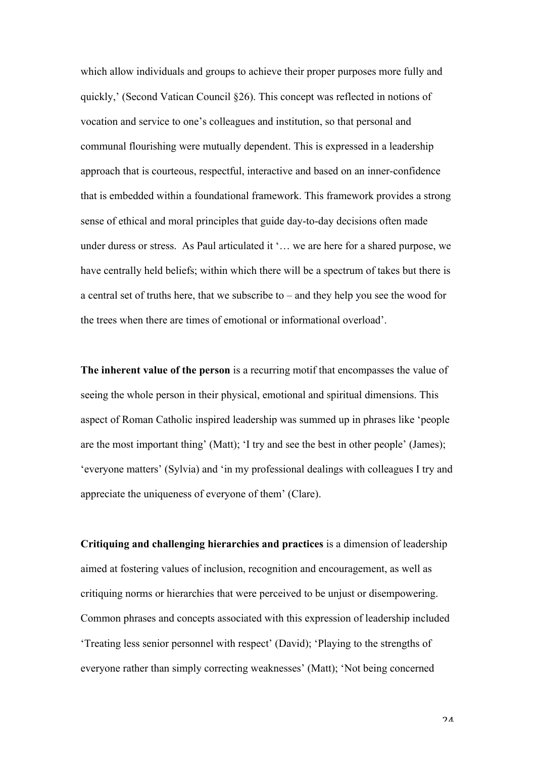which allow individuals and groups to achieve their proper purposes more fully and quickly,' (Second Vatican Council §26). This concept was reflected in notions of vocation and service to one's colleagues and institution, so that personal and communal flourishing were mutually dependent. This is expressed in a leadership approach that is courteous, respectful, interactive and based on an inner-confidence that is embedded within a foundational framework. This framework provides a strong sense of ethical and moral principles that guide day-to-day decisions often made under duress or stress. As Paul articulated it '… we are here for a shared purpose, we have centrally held beliefs; within which there will be a spectrum of takes but there is a central set of truths here, that we subscribe to – and they help you see the wood for the trees when there are times of emotional or informational overload'.

**The inherent value of the person** is a recurring motif that encompasses the value of seeing the whole person in their physical, emotional and spiritual dimensions. This aspect of Roman Catholic inspired leadership was summed up in phrases like 'people are the most important thing' (Matt); 'I try and see the best in other people' (James); 'everyone matters' (Sylvia) and 'in my professional dealings with colleagues I try and appreciate the uniqueness of everyone of them' (Clare).

**Critiquing and challenging hierarchies and practices** is a dimension of leadership aimed at fostering values of inclusion, recognition and encouragement, as well as critiquing norms or hierarchies that were perceived to be unjust or disempowering. Common phrases and concepts associated with this expression of leadership included 'Treating less senior personnel with respect' (David); 'Playing to the strengths of everyone rather than simply correcting weaknesses' (Matt); 'Not being concerned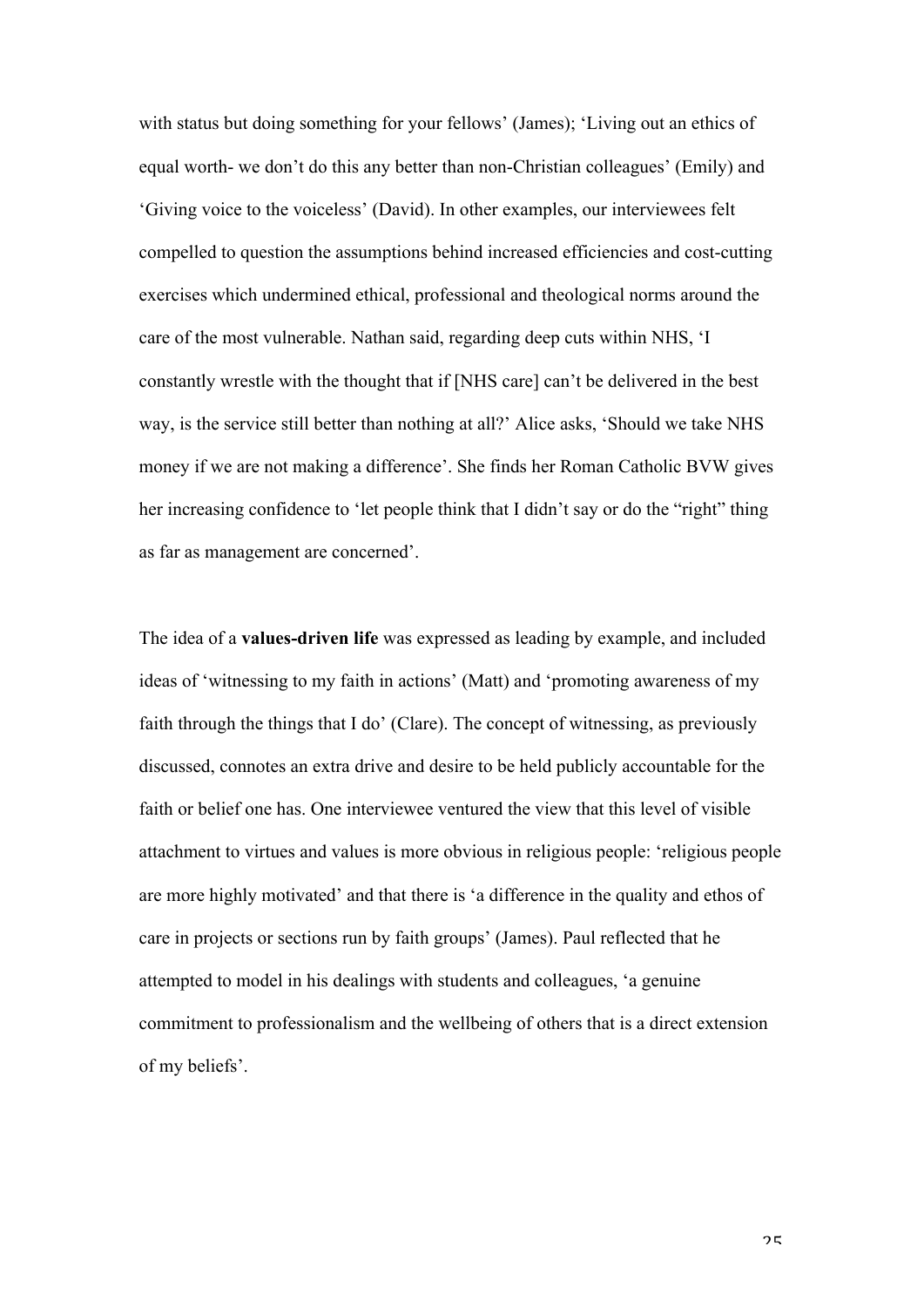with status but doing something for your fellows' (James); 'Living out an ethics of equal worth- we don't do this any better than non-Christian colleagues' (Emily) and 'Giving voice to the voiceless' (David). In other examples, our interviewees felt compelled to question the assumptions behind increased efficiencies and cost-cutting exercises which undermined ethical, professional and theological norms around the care of the most vulnerable. Nathan said, regarding deep cuts within NHS, 'I constantly wrestle with the thought that if [NHS care] can't be delivered in the best way, is the service still better than nothing at all?' Alice asks, 'Should we take NHS money if we are not making a difference'. She finds her Roman Catholic BVW gives her increasing confidence to 'let people think that I didn't say or do the "right" thing as far as management are concerned'.

The idea of a **values-driven life** was expressed as leading by example, and included ideas of 'witnessing to my faith in actions' (Matt) and 'promoting awareness of my faith through the things that I do' (Clare). The concept of witnessing, as previously discussed, connotes an extra drive and desire to be held publicly accountable for the faith or belief one has. One interviewee ventured the view that this level of visible attachment to virtues and values is more obvious in religious people: 'religious people are more highly motivated' and that there is 'a difference in the quality and ethos of care in projects or sections run by faith groups' (James). Paul reflected that he attempted to model in his dealings with students and colleagues, 'a genuine commitment to professionalism and the wellbeing of others that is a direct extension of my beliefs'.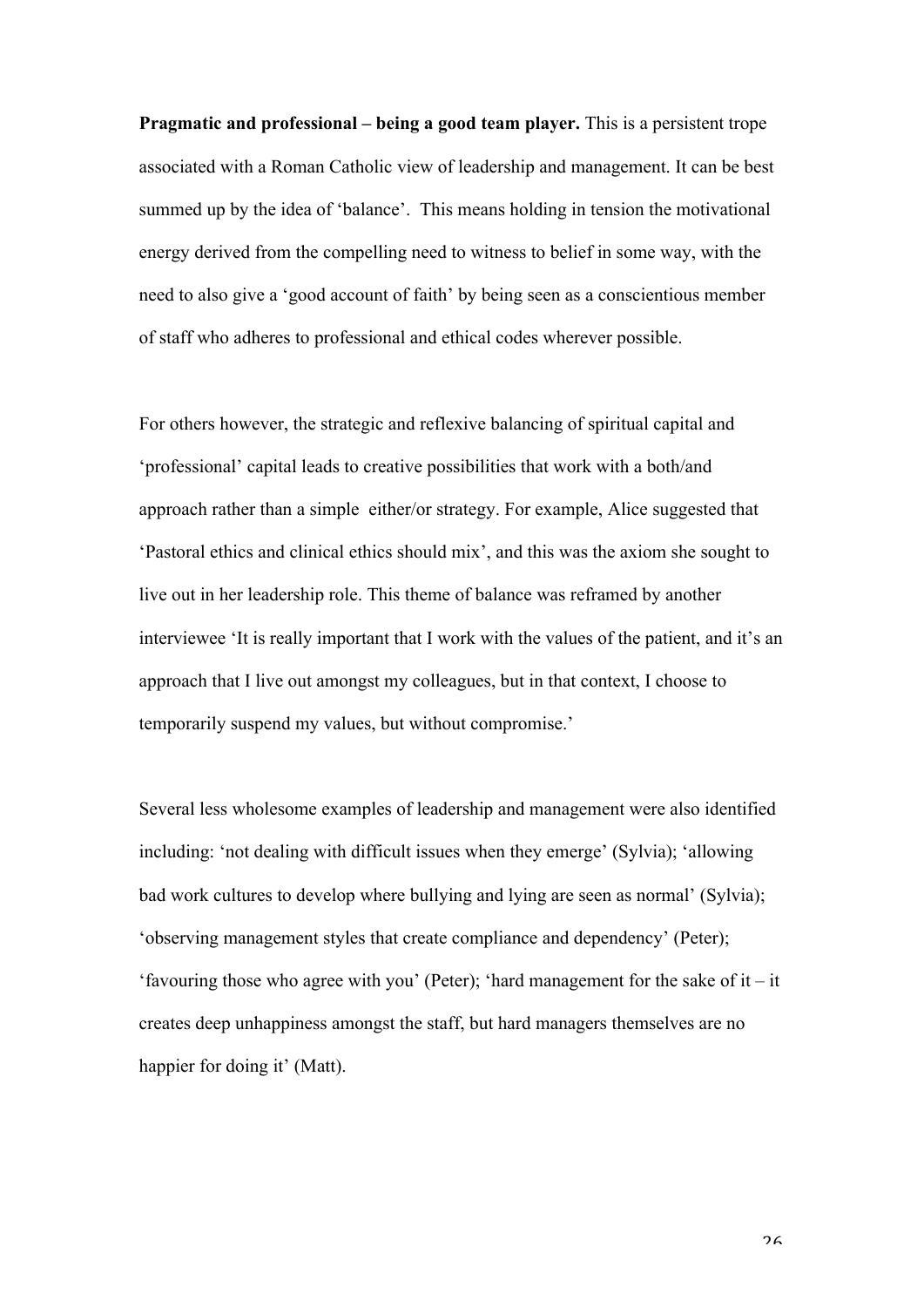**Pragmatic and professional – being a good team player.** This is a persistent trope associated with a Roman Catholic view of leadership and management. It can be best summed up by the idea of 'balance'. This means holding in tension the motivational energy derived from the compelling need to witness to belief in some way, with the need to also give a 'good account of faith' by being seen as a conscientious member of staff who adheres to professional and ethical codes wherever possible.

For others however, the strategic and reflexive balancing of spiritual capital and 'professional' capital leads to creative possibilities that work with a both/and approach rather than a simple either/or strategy. For example, Alice suggested that 'Pastoral ethics and clinical ethics should mix', and this was the axiom she sought to live out in her leadership role. This theme of balance was reframed by another interviewee 'It is really important that I work with the values of the patient, and it's an approach that I live out amongst my colleagues, but in that context, I choose to temporarily suspend my values, but without compromise.'

Several less wholesome examples of leadership and management were also identified including: 'not dealing with difficult issues when they emerge' (Sylvia); 'allowing bad work cultures to develop where bullying and lying are seen as normal' (Sylvia); 'observing management styles that create compliance and dependency' (Peter); 'favouring those who agree with you' (Peter); 'hard management for the sake of it – it creates deep unhappiness amongst the staff, but hard managers themselves are no happier for doing it' (Matt).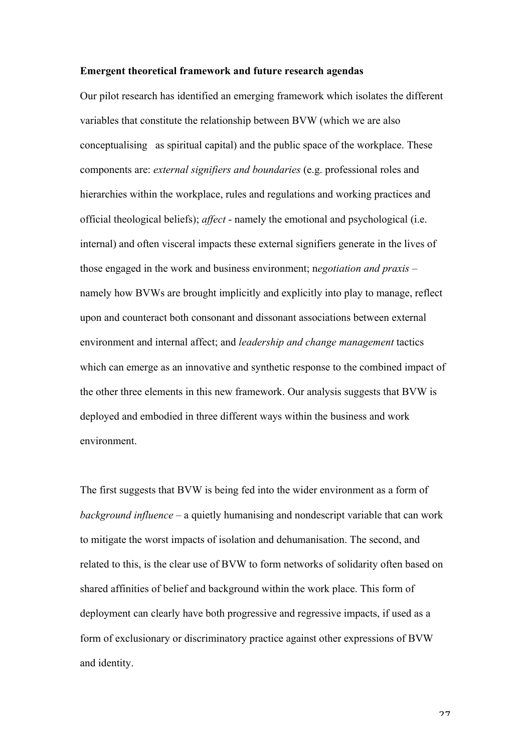**Emergent theoretical framework and future research agendas**

Our pilot research has identified an emerging framework which isolates the different variables that constitute the relationship between BVW (which we are also conceptualising as spiritual capital) and the public space of the workplace. These components are: *external signifiers and boundaries* (e.g. professional roles and hierarchies within the workplace, rules and regulations and working practices and official theological beliefs); *affect* - namely the emotional and psychological (i.e. internal) and often visceral impacts these external signifiers generate in the lives of those engaged in the work and business environment; n*egotiation and praxis* – namely how BVWs are brought implicitly and explicitly into play to manage, reflect upon and counteract both consonant and dissonant associations between external environment and internal affect; and *leadership and change management* tactics which can emerge as an innovative and synthetic response to the combined impact of the other three elements in this new framework. Our analysis suggests that BVW is deployed and embodied in three different ways within the business and work environment.

The first suggests that BVW is being fed into the wider environment as a form of *background influence* – a quietly humanising and nondescript variable that can work to mitigate the worst impacts of isolation and dehumanisation. The second, and related to this, is the clear use of BVW to form networks of solidarity often based on shared affinities of belief and background within the work place. This form of deployment can clearly have both progressive and regressive impacts, if used as a form of exclusionary or discriminatory practice against other expressions of BVW and identity.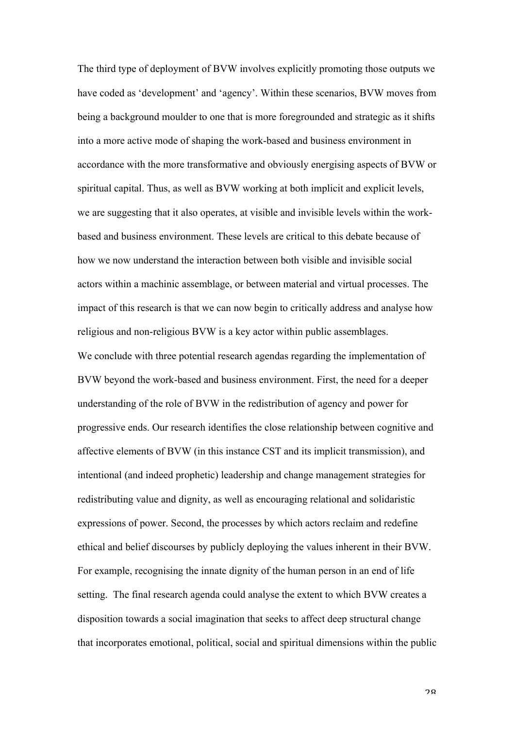The third type of deployment of BVW involves explicitly promoting those outputs we have coded as 'development' and 'agency'. Within these scenarios, BVW moves from being a background moulder to one that is more foregrounded and strategic as it shifts into a more active mode of shaping the work-based and business environment in accordance with the more transformative and obviously energising aspects of BVW or spiritual capital. Thus, as well as BVW working at both implicit and explicit levels, we are suggesting that it also operates, at visible and invisible levels within the work-based and business environment. These levels are critical to this debate because of how we now understand the interaction between both visible and invisible social actors within a machinic assemblage, or between material and virtual processes. The impact of this research is that we can now begin to critically address and analyse how religious and non-religious BVW is a key actor within public assemblages.

We conclude with three potential research agendas regarding the implementation of BVW beyond the work-based and business environment. First, the need for a deeper understanding of the role of BVW in the redistribution of agency and power for progressive ends. Our research identifies the close relationship between cognitive and affective elements of BVW (in this instance CST and its implicit transmission), and intentional (and indeed prophetic) leadership and change management strategies for redistributing value and dignity, as well as encouraging relational and solidaristic expressions of power. Second, the processes by which actors reclaim and redefine ethical and belief discourses by publicly deploying the values inherent in their BVW. For example, recognising the innate dignity of the human person in an end of life setting. The final research agenda could analyse the extent to which BVW creates a disposition towards a social imagination that seeks to affect deep structural change that incorporates emotional, political, social and spiritual dimensions within the public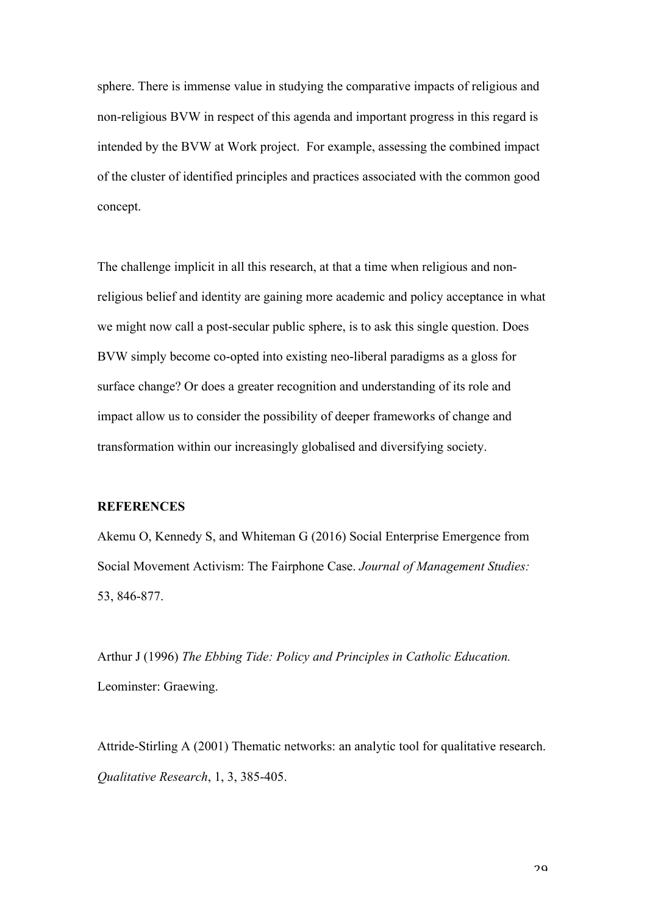sphere. There is immense value in studying the comparative impacts of religious and non-religious BVW in respect of this agenda and important progress in this regard is intended by the BVW at Work project. For example, assessing the combined impact of the cluster of identified principles and practices associated with the common good concept.

The challenge implicit in all this research, at that a time when religious and non-religious belief and identity are gaining more academic and policy acceptance in what we might now call a post-secular public sphere, is to ask this single question. Does BVW simply become co-opted into existing neo-liberal paradigms as a gloss for surface change? Or does a greater recognition and understanding of its role and impact allow us to consider the possibility of deeper frameworks of change and transformation within our increasingly globalised and diversifying society.

**REFERENCES**

Akemu O, Kennedy S, and Whiteman G (2016) Social Enterprise Emergence from Social Movement Activism: The Fairphone Case. *Journal of Management Studies:* 53, 846-877.

Arthur J (1996) *The Ebbing Tide: Policy and Principles in Catholic Education.* Leominster: Graewing.

Attride-Stirling A (2001) Thematic networks: an analytic tool for qualitative research. *Qualitative Research*, 1, 3, 385-405.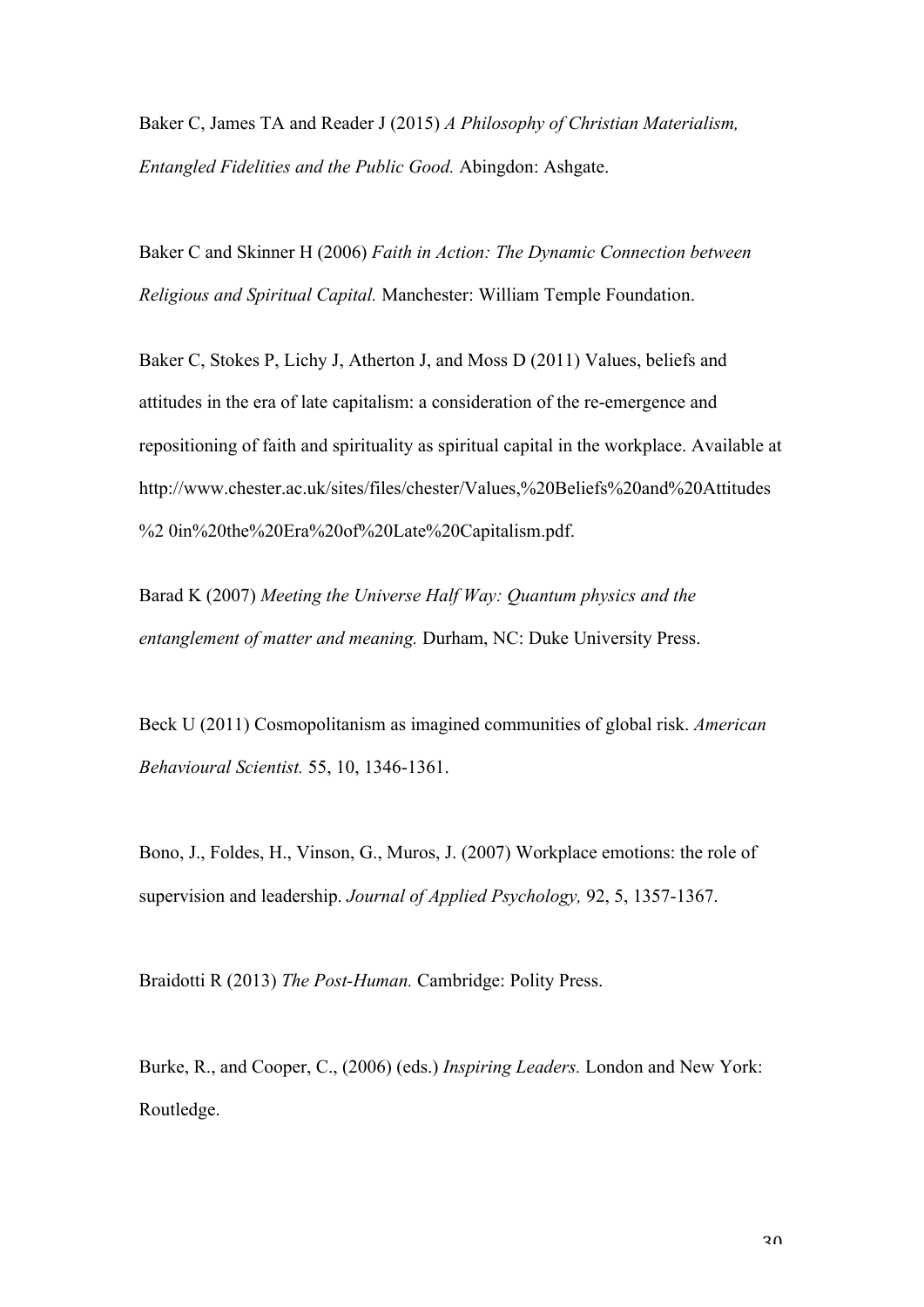Baker C, James TA and Reader J (2015) *A Philosophy of Christian Materialism, Entangled Fidelities and the Public Good.* Abingdon: Ashgate.

Baker C and Skinner H (2006) *Faith in Action: The Dynamic Connection between Religious and Spiritual Capital.* Manchester: William Temple Foundation.

Baker C, Stokes P, Lichy J, Atherton J, and Moss D (2011) Values, beliefs and attitudes in the era of late capitalism: a consideration of the re-emergence and repositioning of faith and spirituality as spiritual capital in the workplace. Available at http://www.chester.ac.uk/sites/files/chester/Values,%20Beliefs%20and%20Attitudes %2 0in%20the%20Era%20of%20Late%20Capitalism.pdf.

Barad K (2007) *Meeting the Universe Half Way: Quantum physics and the entanglement of matter and meaning.* Durham, NC: Duke University Press.

Beck U (2011) Cosmopolitanism as imagined communities of global risk. *American Behavioural Scientist.* 55, 10, 1346-1361.

Bono, J., Foldes, H., Vinson, G., Muros, J. (2007) Workplace emotions: the role of supervision and leadership. *Journal of Applied Psychology,* 92, 5, 1357-1367.

Braidotti R (2013) *The Post-Human.* Cambridge: Polity Press.

Burke, R., and Cooper, C., (2006) (eds.) *Inspiring Leaders.* London and New York: Routledge.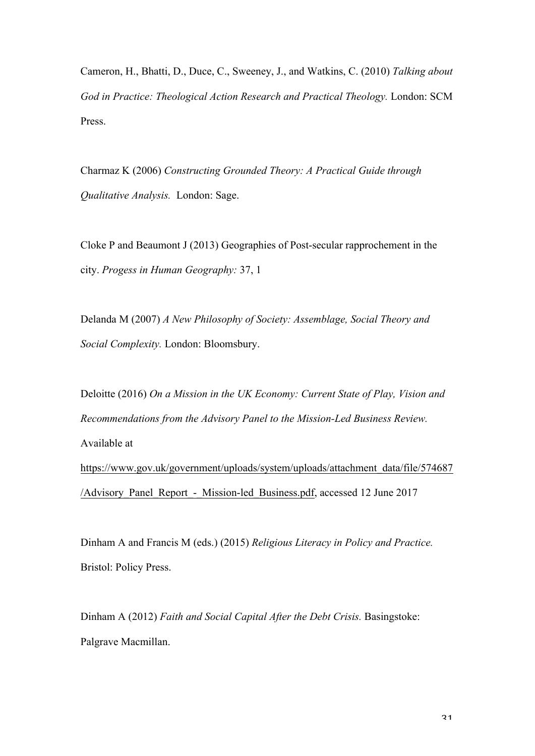Cameron, H., Bhatti, D., Duce, C., Sweeney, J., and Watkins, C. (2010) *Talking about God in Practice: Theological Action Research and Practical Theology.* London: SCM Press.

Charmaz K (2006) *Constructing Grounded Theory: A Practical Guide through Qualitative Analysis.* London: Sage.

Cloke P and Beaumont J (2013) Geographies of Post-secular rapprochement in the city. *Progess in Human Geography:* 37, 1

Delanda M (2007) *A New Philosophy of Society: Assemblage, Social Theory and Social Complexity.* London: Bloomsbury.

Deloitte (2016) *On a Mission in the UK Economy: Current State of Play, Vision and Recommendations from the Advisory Panel to the Mission-Led Business Review.* Available at https://www.gov.uk/government/uploads/system/uploads/attachment_data/file/574687/Advisory_Panel_Report_-_Mission-led_Business.pdf, accessed 12 June 2017

Dinham A and Francis M (eds.) (2015) *Religious Literacy in Policy and Practice.* Bristol: Policy Press.

Dinham A (2012) *Faith and Social Capital After the Debt Crisis.* Basingstoke: Palgrave Macmillan.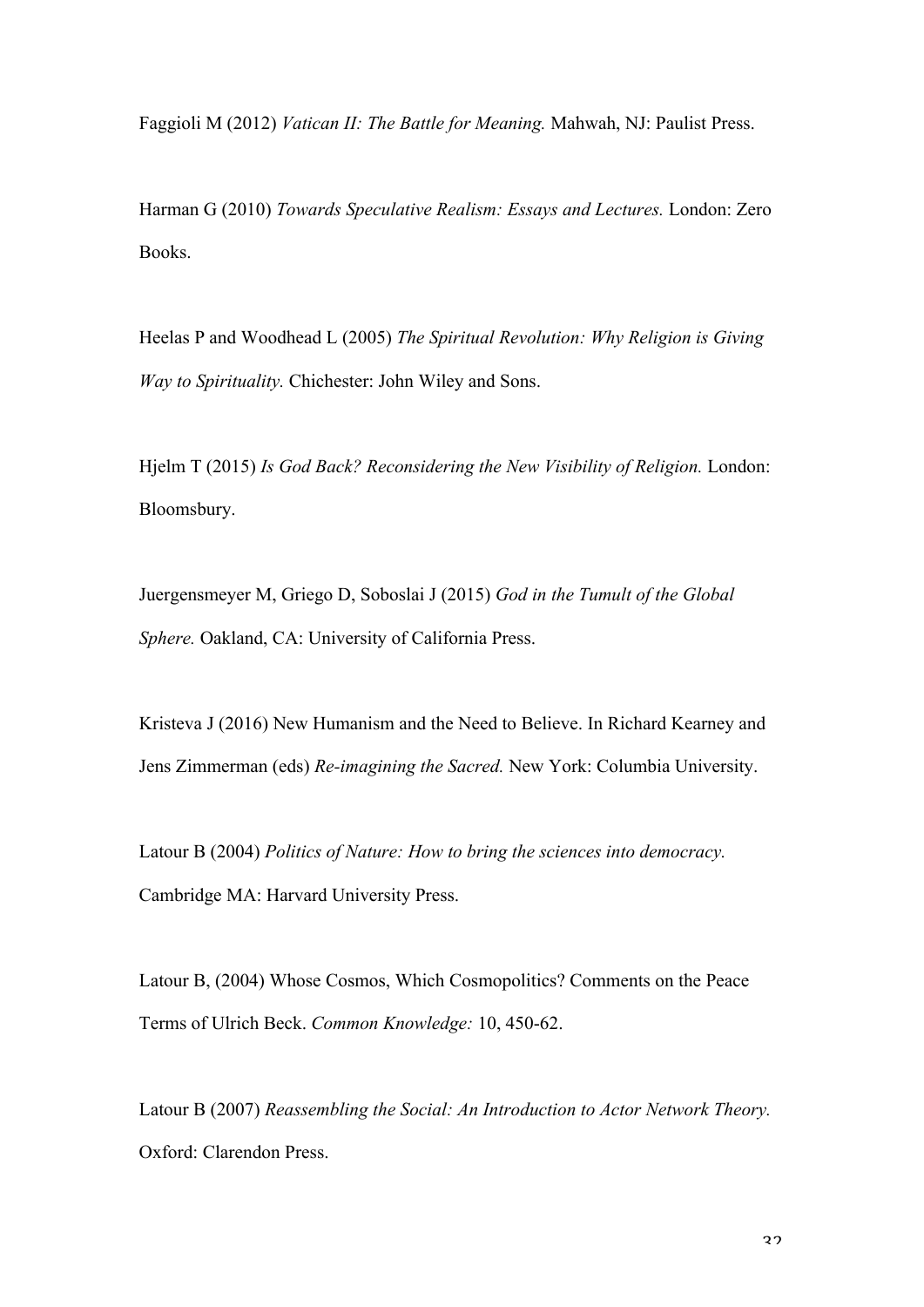Faggioli M (2012) *Vatican II: The Battle for Meaning.* Mahwah, NJ: Paulist Press.

Harman G (2010) *Towards Speculative Realism: Essays and Lectures.* London: Zero Books.

Heelas P and Woodhead L (2005) *The Spiritual Revolution: Why Religion is Giving Way to Spirituality.* Chichester: John Wiley and Sons.

Hjelm T (2015) *Is God Back? Reconsidering the New Visibility of Religion.* London: Bloomsbury.

Juergensmeyer M, Griego D, Soboslai J (2015) *God in the Tumult of the Global Sphere.* Oakland, CA: University of California Press.

Kristeva J (2016) New Humanism and the Need to Believe. In Richard Kearney and Jens Zimmerman (eds) *Re-imagining the Sacred.* New York: Columbia University.

Latour B (2004) *Politics of Nature: How to bring the sciences into democracy.* Cambridge MA: Harvard University Press.

Latour B, (2004) Whose Cosmos, Which Cosmopolitics? Comments on the Peace Terms of Ulrich Beck. *Common Knowledge:* 10, 450-62.

Latour B (2007) *Reassembling the Social: An Introduction to Actor Network Theory.* Oxford: Clarendon Press.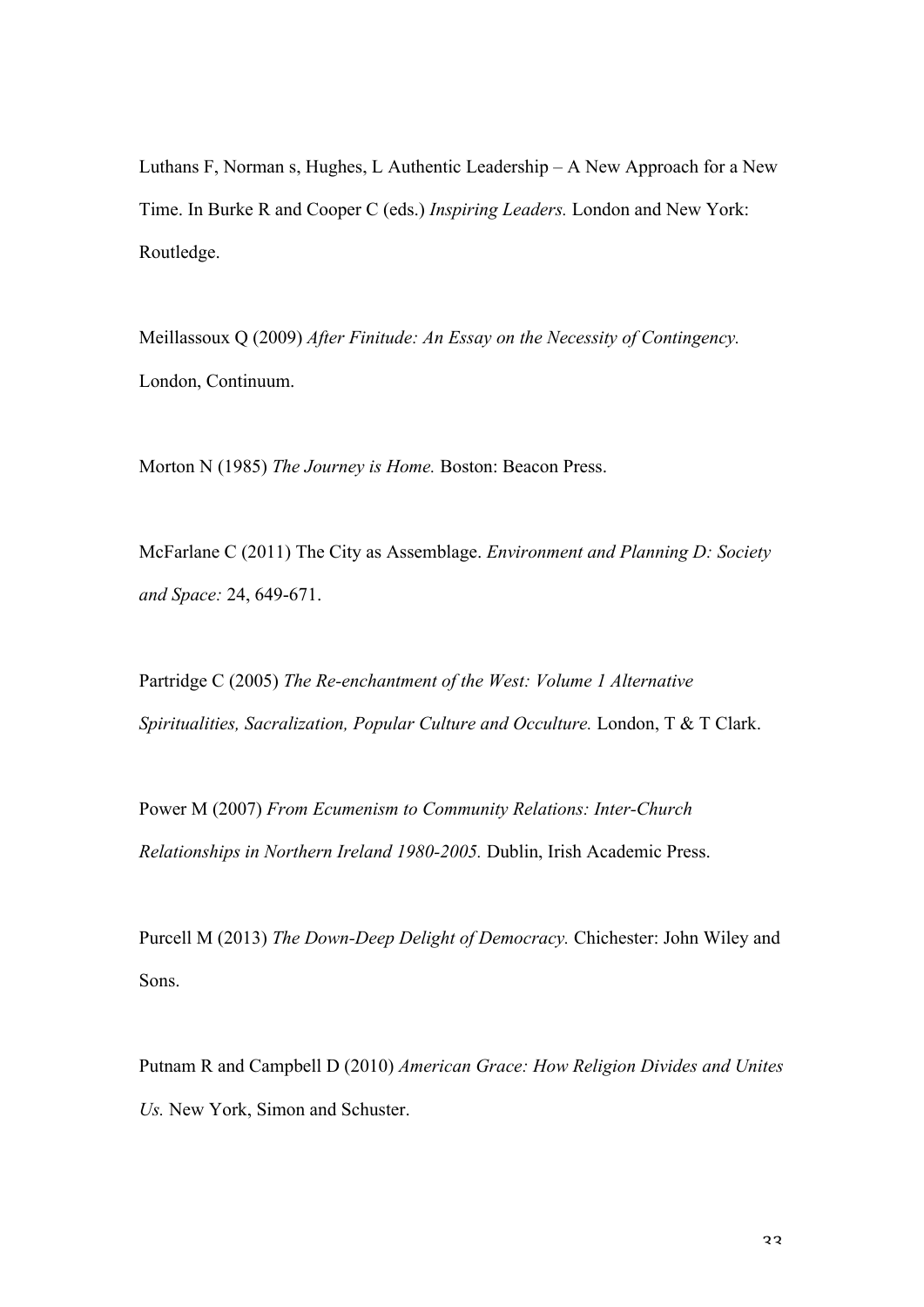Luthans F, Norman s, Hughes, L Authentic Leadership – A New Approach for a New Time. In Burke R and Cooper C (eds.) *Inspiring Leaders.* London and New York: Routledge.

Meillassoux Q (2009) *After Finitude: An Essay on the Necessity of Contingency.* London, Continuum.

Morton N (1985) *The Journey is Home.* Boston: Beacon Press.

McFarlane C (2011) The City as Assemblage. *Environment and Planning D: Society and Space:* 24, 649-671.

Partridge C (2005) *The Re-enchantment of the West: Volume 1 Alternative Spiritualities, Sacralization, Popular Culture and Occulture.* London, T & T Clark.

Power M (2007) *From Ecumenism to Community Relations: Inter-Church Relationships in Northern Ireland 1980-2005.* Dublin, Irish Academic Press.

Purcell M (2013) *The Down-Deep Delight of Democracy.* Chichester: John Wiley and Sons.

Putnam R and Campbell D (2010) *American Grace: How Religion Divides and Unites Us.* New York, Simon and Schuster.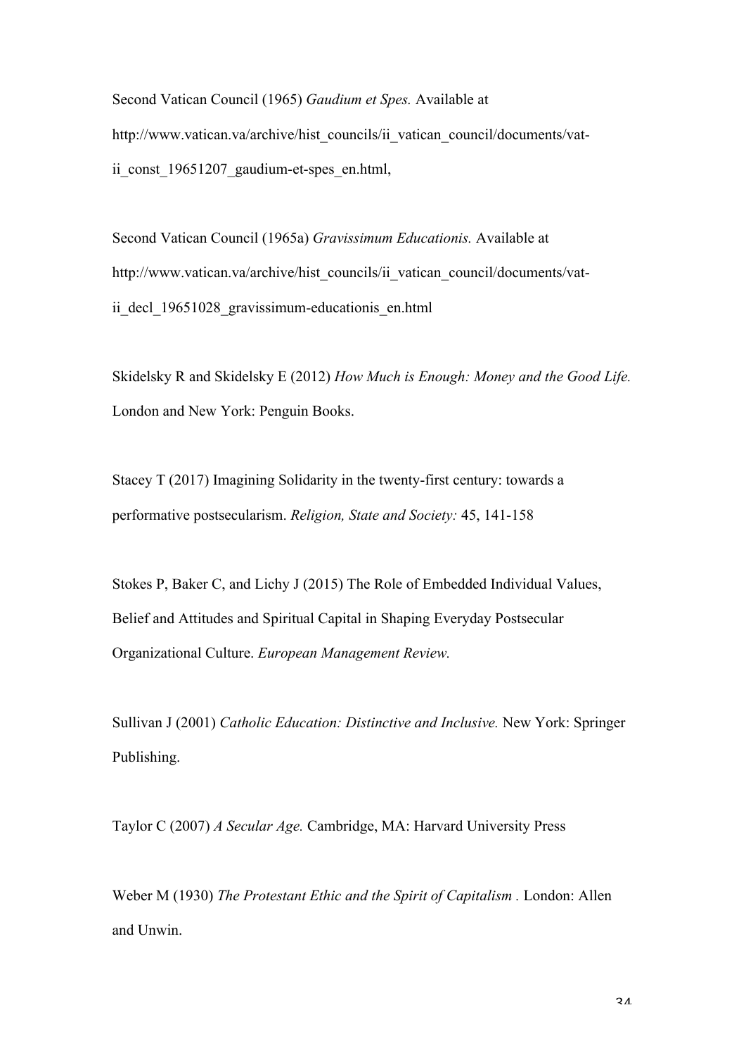Second Vatican Council (1965) *Gaudium et Spes.* Available at http://www.vatican.va/archive/hist_councils/ii_vatican_council/documents/vat-ii_const_19651207_gaudium-et-spes_en.html,

Second Vatican Council (1965a) *Gravissimum Educationis.* Available at http://www.vatican.va/archive/hist_councils/ii_vatican_council/documents/vat-ii_decl_19651028_gravissimum-educationis_en.html

Skidelsky R and Skidelsky E (2012) *How Much is Enough: Money and the Good Life.* London and New York: Penguin Books.

Stacey T (2017) Imagining Solidarity in the twenty-first century: towards a performative postsecularism. *Religion, State and Society:* 45, 141-158

Stokes P, Baker C, and Lichy J (2015) The Role of Embedded Individual Values, Belief and Attitudes and Spiritual Capital in Shaping Everyday Postsecular Organizational Culture. *European Management Review.*

Sullivan J (2001) *Catholic Education: Distinctive and Inclusive.* New York: Springer Publishing.

Taylor C (2007) *A Secular Age.* Cambridge, MA: Harvard University Press

Weber M (1930) *The Protestant Ethic and the Spirit of Capitalism .* London: Allen and Unwin.